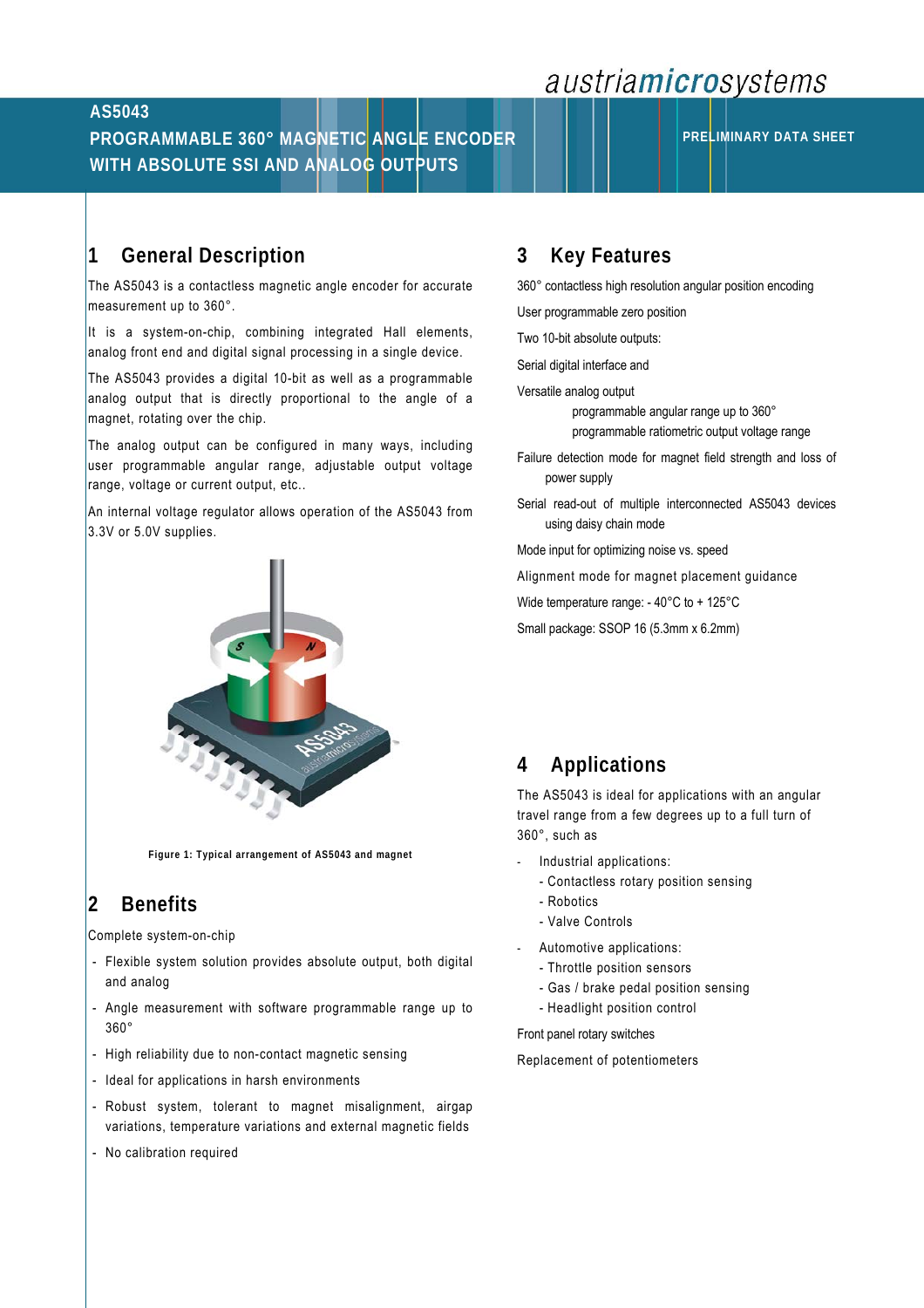# AS5043

# PROGRAMMABLE 360° MAGNETIC ANGLE ENCODER WITH ABSOLUTE SSI AND ANALOG OUTPUTS

PRELIMINARY DATA SHEET

## 1 General Description

The AS5043 is a contactless magnetic angle encoder for accurate measurement up to 360°.

It is a system-on-chip, combining integrated Hall elements, analog front end and digital signal processing in a single device.

The AS5043 provides a digital 10-bit as well as a programmable analog output that is directly proportional to the angle of a magnet, rotating over the chip.

The analog output can be configured in many ways, including user programmable angular range, adjustable output voltage range, voltage or current output, etc..

An internal voltage regulator allows operation of the AS5043 from 3.3V or 5.0V supplies.

**Figure 1: Typical arrangement of AS5043 and magnet**

## 2 Benefits

Complete system-on-chip

- Flexible system solution provides absolute output, both digital and analog
- Angle measurement with software programmable range up to 360°
- High reliability due to non-contact magnetic sensing
- Ideal for applications in harsh environments
- Robust system, tolerant to magnet misalignment, airgap variations, temperature variations and external magnetic fields
- No calibration required

## 3 Key Features

360° contactless high resolution angular position encoding

User programmable zero position

Two 10-bit absolute outputs:

Serial digital interface and

Versatile analog output

- programmable angular range up to 360°
- programmable ratiometric output voltage range

Failure detection mode for magnet field strength and loss of power supply

Serial read-out of multiple interconnected AS5043 devices using daisy chain mode

Mode input for optimizing noise vs. speed

Alignment mode for magnet placement guidance

Wide temperature range: - 40°C to + 125°C

Small package: SSOP 16 (5.3mm x 6.2mm)

## 4 Applications

The AS5043 is ideal for applications with an angular travel range from a few degrees up to a full turn of 360°, such as

- Industrial applications:
  - Contactless rotary position sensing
  - Robotics
  - Valve Controls
- Automotive applications:
  - Throttle position sensors
  - Gas / brake pedal position sensing
  - Headlight position control

Front panel rotary switches

Replacement of potentiometers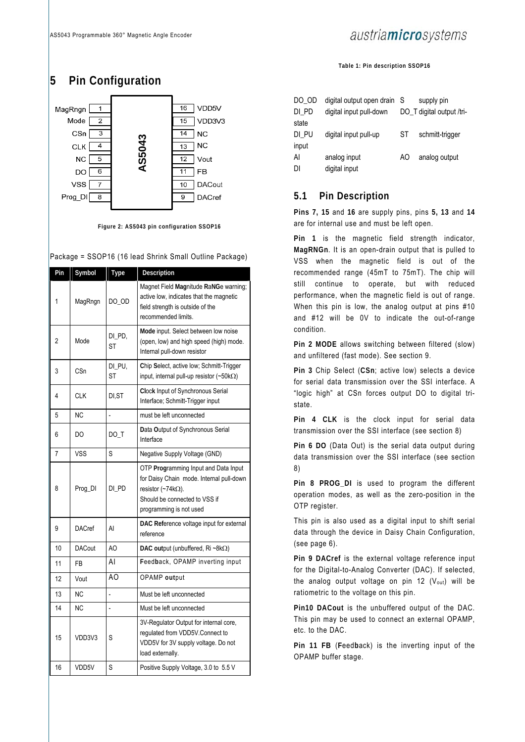# 5 Pin Configuration

| | | | | |
|---|---|---|---|---|
| MagRngn | 1 | AS5043 | 16 | VDD5V |
| Mode | 2 | | 15 | VDD3V3 |
| CSn | 3 | | 14 | NC |
| CLK | 4 | | 13 | NC |
| NC | 5 | | 12 | Vout |
| DO | 6 | | 11 | FB |
| VSS | 7 | | 10 | DACout |
| Prog_DI | 8 | | 9 | DACref |

**Figure 2: AS5043 pin configuration SSOP16**

Package = SSOP16 (16 lead Shrink Small Outline Package)

| Pin | Symbol | Type | Description |
|---|---|---|---|
| 1 | MagRngn | DO_OD | Magnet Field **Mag**nitude **RaNG**e warning; active low, indicates that the magnetic field strength is outside of the recommended limits. |
| 2 | Mode | DI_PD, ST | **Mode** input. Select between low noise (open, low) and high speed (high) mode. Internal pull-down resistor |
| 3 | CSn | DI_PU, ST | **C**hip **S**elect, active low; Schmitt-Trigger input, internal pull-up resistor (~50kΩ) |
| 4 | CLK | DI,ST | **Cl**oc**k** Input of Synchronous Serial Interface; Schmitt-Trigger input |
| 5 | NC | - | must be left unconnected |
| 6 | DO | DO_T | **D**ata **O**utput of Synchronous Serial Interface |
| 7 | VSS | S | Negative Supply Voltage (GND) |
| 8 | Prog_DI | DI_PD | OTP **Prog**ramming Input and Data Input for Daisy Chain mode. Internal pull-down resistor (~74kΩ). Should be connected to VSS if programming is not used |
| 9 | DACref | AI | **DAC Ref**erence voltage input for external reference |
| 10 | DACout | AO | **DAC out**put (unbuffered, Ri ~8kΩ) |
| 11 | FB | AI | **F**eed**b**ack, OPAMP inverting input |
| 12 | Vout | AO | OPAMP **out**put |
| 13 | NC | - | Must be left unconnected |
| 14 | NC | - | Must be left unconnected |
| 15 | VDD3V3 | S | 3V-Regulator Output for internal core, regulated from VDD5V.Connect to VDD5V for 3V supply voltage. Do not load externally. |
| 16 | VDD5V | S | Positive Supply Voltage, 3.0 to 5.5 V |

**Table 1: Pin description SSOP16**

| | | | |
|---|---|---|---|
| DO_OD | digital output open drain | S | supply pin |
| DI_PD | digital input pull-down | DO_T | digital output /tri-state |
| DI_PU | digital input pull-up | ST | schmitt-trigger input |
| AI | analog input | AO | analog output |
| DI | digital input | | |

## 5.1 Pin Description

**Pins 7, 15** and **16** are supply pins, pins **5, 13** and **14** are for internal use and must be left open.

**Pin 1** is the magnetic field strength indicator, **MagRNGn**. It is an open-drain output that is pulled to VSS when the magnetic field is out of the recommended range (45mT to 75mT). The chip will still continue to operate, but with reduced performance, when the magnetic field is out of range. When this pin is low, the analog output at pins #10 and #12 will be 0V to indicate the out-of-range condition.

**Pin 2 MODE** allows switching between filtered (slow) and unfiltered (fast mode). See section 9.

**Pin 3** Chip Select (**CSn**; active low) selects a device for serial data transmission over the SSI interface. A "logic high" at CSn forces output DO to digital tri-state.

**Pin 4 CLK** is the clock input for serial data transmission over the SSI interface (see section 8)

**Pin 6 DO** (Data Out) is the serial data output during data transmission over the SSI interface (see section 8)

**Pin 8 PROG_DI** is used to program the different operation modes, as well as the zero-position in the OTP register.

This pin is also used as a digital input to shift serial data through the device in Daisy Chain Configuration, (see page 6).

**Pin 9 DACref** is the external voltage reference input for the Digital-to-Analog Converter (DAC). If selected, the analog output voltage on pin 12 ($V_{out}$) will be ratiometric to the voltage on this pin.

**Pin10 DACout** is the unbuffered output of the DAC. This pin may be used to connect an external OPAMP, etc. to the DAC.

**Pin 11 FB** (**F**eed**b**ack) is the inverting input of the OPAMP buffer stage.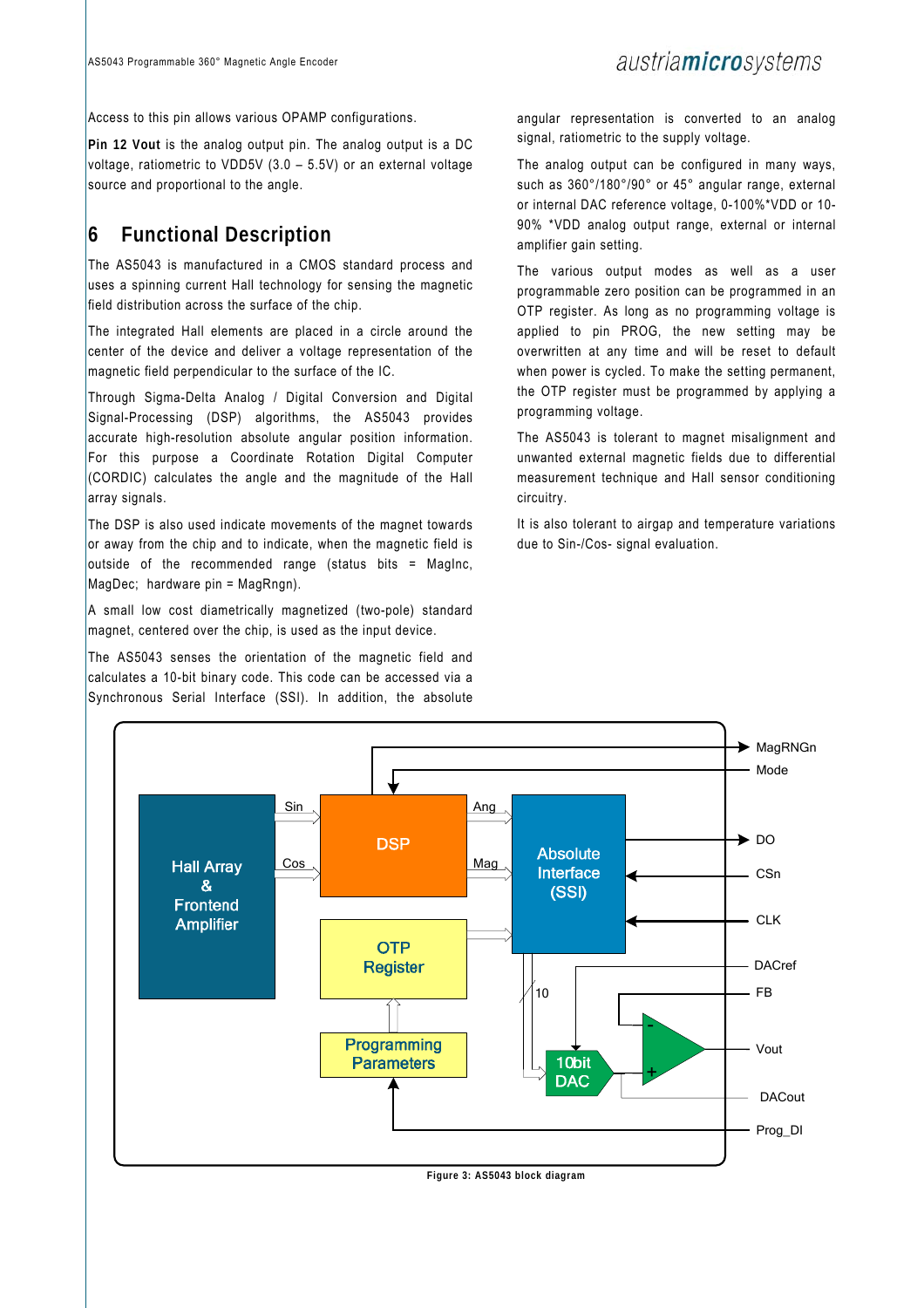Access to this pin allows various OPAMP configurations.

**Pin 12 Vout** is the analog output pin. The analog output is a DC voltage, ratiometric to VDD5V (3.0 – 5.5V) or an external voltage source and proportional to the angle.

# 6 Functional Description

The AS5043 is manufactured in a CMOS standard process and uses a spinning current Hall technology for sensing the magnetic field distribution across the surface of the chip.

The integrated Hall elements are placed in a circle around the center of the device and deliver a voltage representation of the magnetic field perpendicular to the surface of the IC.

Through Sigma-Delta Analog / Digital Conversion and Digital Signal-Processing (DSP) algorithms, the AS5043 provides accurate high-resolution absolute angular position information. For this purpose a Coordinate Rotation Digital Computer (CORDIC) calculates the angle and the magnitude of the Hall array signals.

The DSP is also used indicate movements of the magnet towards or away from the chip and to indicate, when the magnetic field is outside of the recommended range (status bits = MagInc, MagDec; hardware pin = MagRngn).

A small low cost diametrically magnetized (two-pole) standard magnet, centered over the chip, is used as the input device.

The AS5043 senses the orientation of the magnetic field and calculates a 10-bit binary code. This code can be accessed via a Synchronous Serial Interface (SSI). In addition, the absolute angular representation is converted to an analog signal, ratiometric to the supply voltage.

The analog output can be configured in many ways, such as 360°/180°/90° or 45° angular range, external or internal DAC reference voltage, 0-100%*VDD or 10-90% *VDD analog output range, external or internal amplifier gain setting.

The various output modes as well as a user programmable zero position can be programmed in an OTP register. As long as no programming voltage is applied to pin PROG, the new setting may be overwritten at any time and will be reset to default when power is cycled. To make the setting permanent, the OTP register must be programmed by applying a programming voltage.

The AS5043 is tolerant to magnet misalignment and unwanted external magnetic fields due to differential measurement technique and Hall sensor conditioning circuitry.

It is also tolerant to airgap and temperature variations due to Sin-/Cos- signal evaluation.

Figure 3: AS5043 block diagram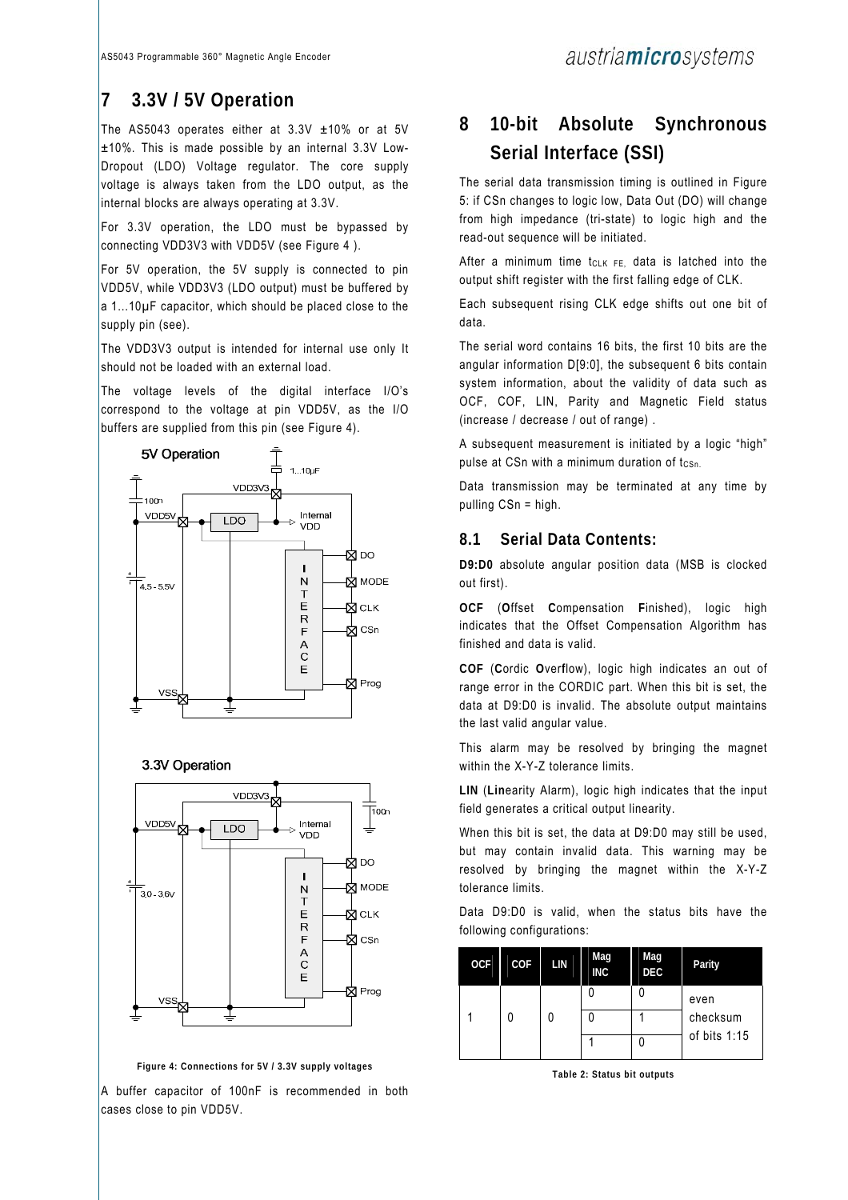# 7 3.3V / 5V Operation

The AS5043 operates either at 3.3V ±10% or at 5V ±10%. This is made possible by an internal 3.3V Low-Dropout (LDO) Voltage regulator. The core supply voltage is always taken from the LDO output, as the internal blocks are always operating at 3.3V.

For 3.3V operation, the LDO must be bypassed by connecting VDD3V3 with VDD5V (see Figure 4 ).

For 5V operation, the 5V supply is connected to pin VDD5V, while VDD3V3 (LDO output) must be buffered by a 1...10µF capacitor, which should be placed close to the supply pin (see).

The VDD3V3 output is intended for internal use only It should not be loaded with an external load.

The voltage levels of the digital interface I/O's correspond to the voltage at pin VDD5V, as the I/O buffers are supplied from this pin (see Figure 4).

Figure 4: Connections for 5V / 3.3V supply voltages

A buffer capacitor of 100nF is recommended in both cases close to pin VDD5V.

# 8 10-bit Absolute Synchronous Serial Interface (SSI)

The serial data transmission timing is outlined in Figure 5: if CSn changes to logic low, Data Out (DO) will change from high impedance (tri-state) to logic high and the read-out sequence will be initiated.

After a minimum time $t_{CLK\ FE}$, data is latched into the output shift register with the first falling edge of CLK.

Each subsequent rising CLK edge shifts out one bit of data.

The serial word contains 16 bits, the first 10 bits are the angular information D[9:0], the subsequent 6 bits contain system information, about the validity of data such as OCF, COF, LIN, Parity and Magnetic Field status (increase / decrease / out of range) .

A subsequent measurement is initiated by a logic "high" pulse at CSn with a minimum duration of $t_{CSn}$.

Data transmission may be terminated at any time by pulling CSn = high.

## 8.1 Serial Data Contents:

**D9:D0** absolute angular position data (MSB is clocked out first).

**OCF** (**O**ffset **C**ompensation **F**inished), logic high indicates that the Offset Compensation Algorithm has finished and data is valid.

**COF** (**C**ordic **O**ver**f**low), logic high indicates an out of range error in the CORDIC part. When this bit is set, the data at D9:D0 is invalid. The absolute output maintains the last valid angular value.

This alarm may be resolved by bringing the magnet within the X-Y-Z tolerance limits.

**LIN** (**Lin**earity Alarm), logic high indicates that the input field generates a critical output linearity.

When this bit is set, the data at D9:D0 may still be used, but may contain invalid data. This warning may be resolved by bringing the magnet within the X-Y-Z tolerance limits.

Data D9:D0 is valid, when the status bits have the following configurations:

| OCF | COF | LIN | Mag INC | Mag DEC | Parity |
|---|---|---|---|---|---|
| 1 | 0 | 0 | 0 | 0 | even checksum of bits 1:15 |
| | | | 0 | 1 | |
| | | | 1 | 0 | |

Table 2: Status bit outputs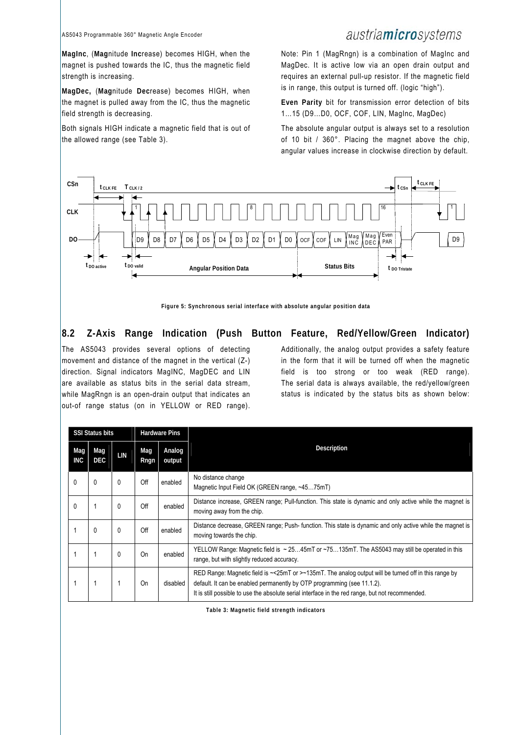**MagInc**, (**Mag**nitude **Inc**rease) becomes HIGH, when the magnet is pushed towards the IC, thus the magnetic field strength is increasing.

**MagDec,** (**Mag**nitude **Dec**rease) becomes HIGH, when the magnet is pulled away from the IC, thus the magnetic field strength is decreasing.

Both signals HIGH indicate a magnetic field that is out of the allowed range (see Table 3).

Note: Pin 1 (MagRngn) is a combination of MagInc and MagDec. It is active low via an open drain output and requires an external pull-up resistor. If the magnetic field is in range, this output is turned off. (logic "high").

**Even Parity** bit for transmission error detection of bits 1…15 (D9…D0, OCF, COF, LIN, MagInc, MagDec)

The absolute angular output is always set to a resolution of 10 bit / 360°. Placing the magnet above the chip, angular values increase in clockwise direction by default.

Figure 5: Synchronous serial interface with absolute angular position data

## 8.2 Z-Axis Range Indication (Push Button Feature, Red/Yellow/Green Indicator)

The AS5043 provides several options of detecting movement and distance of the magnet in the vertical (Z-) direction. Signal indicators MagINC, MagDEC and LIN are available as status bits in the serial data stream, while MagRngn is an open-drain output that indicates an out-of range status (on in YELLOW or RED range).

Additionally, the analog output provides a safety feature in the form that it will be turned off when the magnetic field is too strong or too weak (RED range). The serial data is always available, the red/yellow/green status is indicated by the status bits as shown below:

| SSI Status bits | | | Hardware Pins | | Description |
|---|---|---|---|---|---|
| Mag INC | Mag DEC | LIN | Mag Rngn | Analog output | |
| 0 | 0 | 0 | Off | enabled | No distance change<br>Magnetic Input Field OK (GREEN range, ~45…75mT) |
| 0 | 1 | 0 | Off | enabled | Distance increase, GREEN range; Pull-function. This state is dynamic and only active while the magnet is moving away from the chip. |
| 1 | 0 | 0 | Off | enabled | Distance decrease, GREEN range; Push- function. This state is dynamic and only active while the magnet is moving towards the chip. |
| 1 | 1 | 0 | On | enabled | YELLOW Range: Magnetic field is ~ 25…45mT or ~75…135mT. The AS5043 may still be operated in this range, but with slightly reduced accuracy. |
| 1 | 1 | 1 | On | disabled | RED Range: Magnetic field is ~<25mT or >~135mT. The analog output will be turned off in this range by default. It can be enabled permanently by OTP programming (see 11.1.2).<br>It is still possible to use the absolute serial interface in the red range, but not recommended. |

Table 3: Magnetic field strength indicators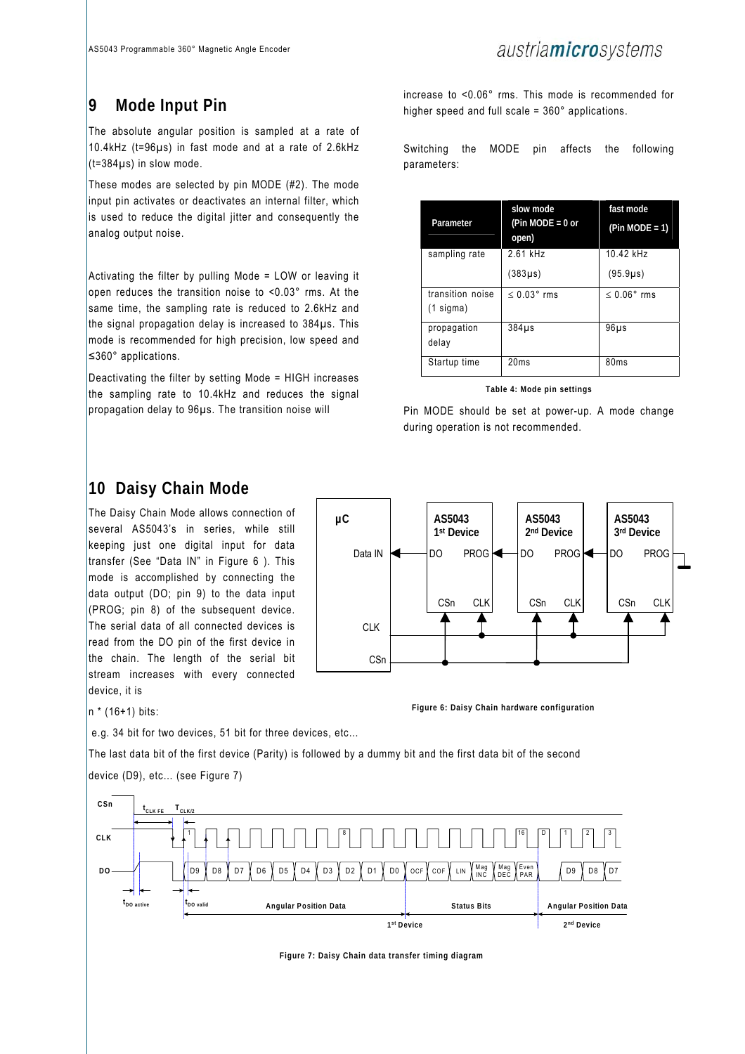# 9 Mode Input Pin

The absolute angular position is sampled at a rate of 10.4kHz (t=96µs) in fast mode and at a rate of 2.6kHz (t=384µs) in slow mode.

These modes are selected by pin MODE (#2). The mode input pin activates or deactivates an internal filter, which is used to reduce the digital jitter and consequently the analog output noise.

Activating the filter by pulling Mode = LOW or leaving it open reduces the transition noise to <0.03° rms. At the same time, the sampling rate is reduced to 2.6kHz and the signal propagation delay is increased to 384µs. This mode is recommended for high precision, low speed and ≤360° applications.

Deactivating the filter by setting Mode = HIGH increases the sampling rate to 10.4kHz and reduces the signal propagation delay to 96µs. The transition noise will increase to <0.06° rms. This mode is recommended for higher speed and full scale = 360° applications.

Switching the MODE pin affects the following parameters:

| Parameter | slow mode (Pin MODE = 0 or open) | fast mode (Pin MODE = 1) |
|---|---|---|
| sampling rate | 2.61 kHz (383µs) | 10.42 kHz (95.9µs) |
| transition noise (1 sigma) | ≤ 0.03° rms | ≤ 0.06° rms |
| propagation delay | 384µs | 96µs |
| Startup time | 20ms | 80ms |

**Table 4: Mode pin settings**

Pin MODE should be set at power-up. A mode change during operation is not recommended.

# 10 Daisy Chain Mode

The Daisy Chain Mode allows connection of several AS5043's in series, while still keeping just one digital input for data transfer (See "Data IN" in Figure 6 ). This mode is accomplished by connecting the data output (DO; pin 9) to the data input (PROG; pin 8) of the subsequent device. The serial data of all connected devices is read from the DO pin of the first device in the chain. The length of the serial bit stream increases with every connected device, it is

n * (16+1) bits:

e.g. 34 bit for two devices, 51 bit for three devices, etc...

The last data bit of the first device (Parity) is followed by a dummy bit and the first data bit of the second device (D9), etc... (see Figure 7)

**Figure 6: Daisy Chain hardware configuration**

**Figure 7: Daisy Chain data transfer timing diagram**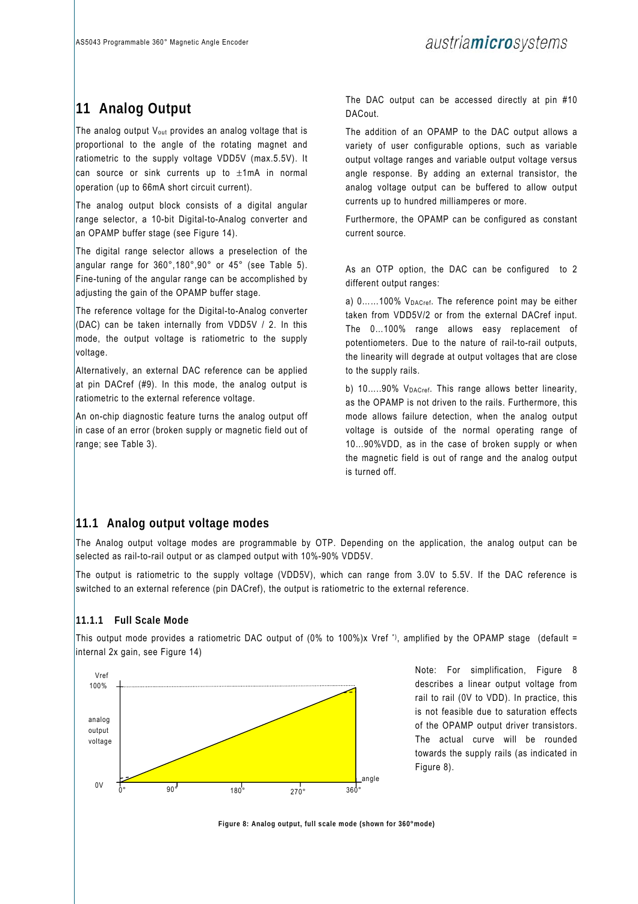## 11 Analog Output

The analog output $V_{out}$ provides an analog voltage that is proportional to the angle of the rotating magnet and ratiometric to the supply voltage VDD5V (max.5.5V). It can source or sink currents up to ±1mA in normal operation (up to 66mA short circuit current).

The analog output block consists of a digital angular range selector, a 10-bit Digital-to-Analog converter and an OPAMP buffer stage (see Figure 14).

The digital range selector allows a preselection of the angular range for 360°,180°,90° or 45° (see Table 5). Fine-tuning of the angular range can be accomplished by adjusting the gain of the OPAMP buffer stage.

The reference voltage for the Digital-to-Analog converter (DAC) can be taken internally from VDD5V / 2. In this mode, the output voltage is ratiometric to the supply voltage.

Alternatively, an external DAC reference can be applied at pin DACref (#9). In this mode, the analog output is ratiometric to the external reference voltage.

An on-chip diagnostic feature turns the analog output off in case of an error (broken supply or magnetic field out of range; see Table 3).

The DAC output can be accessed directly at pin #10 DACout.

The addition of an OPAMP to the DAC output allows a variety of user configurable options, such as variable output voltage ranges and variable output voltage versus angle response. By adding an external transistor, the analog voltage output can be buffered to allow output currents up to hundred milliamperes or more.

Furthermore, the OPAMP can be configured as constant current source.

As an OTP option, the DAC can be configured to 2 different output ranges:

a) 0……100% $V_{DACref}$. The reference point may be either taken from VDD5V/2 or from the external DACref input. The 0…100% range allows easy replacement of potentiometers. Due to the nature of rail-to-rail outputs, the linearity will degrade at output voltages that are close to the supply rails.

b) 10…..90% $V_{DACref}$. This range allows better linearity, as the OPAMP is not driven to the rails. Furthermore, this mode allows failure detection, when the analog output voltage is outside of the normal operating range of 10…90%VDD, as in the case of broken supply or when the magnetic field is out of range and the analog output is turned off.

### 11.1 Analog output voltage modes

The Analog output voltage modes are programmable by OTP. Depending on the application, the analog output can be selected as rail-to-rail output or as clamped output with 10%-90% VDD5V.

The output is ratiometric to the supply voltage (VDD5V), which can range from 3.0V to 5.5V. If the DAC reference is switched to an external reference (pin DACref), the output is ratiometric to the external reference.

#### 11.1.1 Full Scale Mode

This output mode provides a ratiometric DAC output of (0% to 100%)x Vref *), amplified by the OPAMP stage (default = internal 2x gain, see Figure 14)

Note: For simplification, Figure 8 describes a linear output voltage from rail to rail (0V to VDD). In practice, this is not feasible due to saturation effects of the OPAMP output driver transistors. The actual curve will be rounded towards the supply rails (as indicated in Figure 8).

Figure 8: Analog output, full scale mode (shown for 360°mode)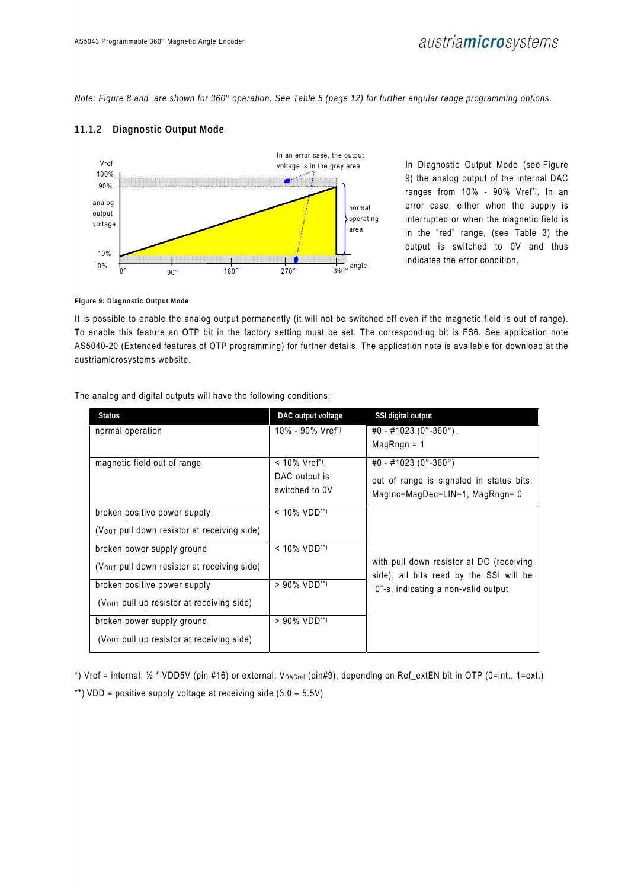*Note: Figure 8 and  are shown for 360° operation. See Table 5 (page 12) for further angular range programming options.*

### 11.1.2 Diagnostic Output Mode

In Diagnostic Output Mode (see Figure 9) the analog output of the internal DAC ranges from 10% - 90% Vref*). In an error case, either when the supply is interrupted or when the magnetic field is in the "red" range, (see Table 3) the output is switched to 0V and thus indicates the error condition.

**Figure 9: Diagnostic Output Mode**

It is possible to enable the analog output permanently (it will not be switched off even if the magnetic field is out of range). To enable this feature an OTP bit in the factory setting must be set. The corresponding bit is FS6. See application note AS5040-20 (Extended features of OTP programming) for further details. The application note is available for download at the austriamicrosystems website.

The analog and digital outputs will have the following conditions:

| Status | DAC output voltage | SSI digital output |
|---|---|---|
| normal operation | 10% - 90% Vref*) | #0 - #1023 (0°-360°), MagRngn = 1 |
| magnetic field out of range | < 10% Vref*), DAC output is switched to 0V | #0 - #1023 (0°-360°) out of range is signaled in status bits: MagInc=MagDec=LIN=1, MagRngn= 0 |
| broken positive power supply ($V_{OUT}$ pull down resistor at receiving side) | < 10% VDD**) | with pull down resistor at DO (receiving side), all bits read by the SSI will be "0"-s, indicating a non-valid output |
| broken power supply ground ($V_{OUT}$ pull down resistor at receiving side) | < 10% VDD**) | |
| broken positive power supply ($V_{OUT}$ pull up resistor at receiving side) | > 90% VDD**) | |
| broken power supply ground ($V_{OUT}$ pull up resistor at receiving side) | > 90% VDD**) | |

*) Vref = internal: ½ * VDD5V (pin #16) or external: $V_{DACref}$ (pin#9), depending on Ref_extEN bit in OTP (0=int., 1=ext.)

**) VDD = positive supply voltage at receiving side (3.0 – 5.5V)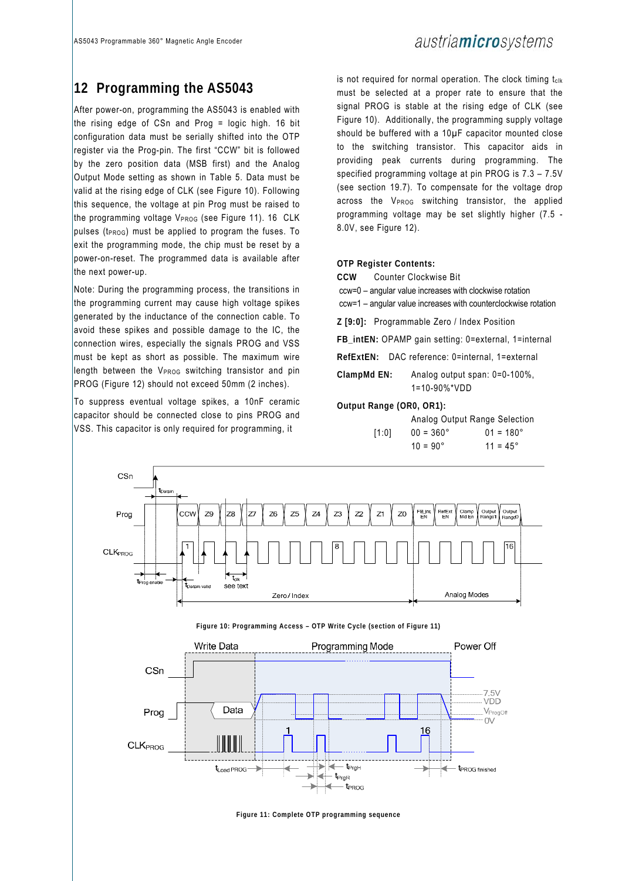## 12 Programming the AS5043

After power-on, programming the AS5043 is enabled with the rising edge of CSn and Prog = logic high. 16 bit configuration data must be serially shifted into the OTP register via the Prog-pin. The first "CCW" bit is followed by the zero position data (MSB first) and the Analog Output Mode setting as shown in Table 5. Data must be valid at the rising edge of CLK (see Figure 10). Following this sequence, the voltage at pin Prog must be raised to the programming voltage $V_{PROG}$ (see Figure 11). 16 CLK pulses ($t_{PROG}$) must be applied to program the fuses. To exit the programming mode, the chip must be reset by a power-on-reset. The programmed data is available after the next power-up.

Note: During the programming process, the transitions in the programming current may cause high voltage spikes generated by the inductance of the connection cable. To avoid these spikes and possible damage to the IC, the connection wires, especially the signals PROG and VSS must be kept as short as possible. The maximum wire length between the $V_{PROG}$ switching transistor and pin PROG (Figure 12) should not exceed 50mm (2 inches).

To suppress eventual voltage spikes, a 10nF ceramic capacitor should be connected close to pins PROG and VSS. This capacitor is only required for programming, it is not required for normal operation. The clock timing $t_{clk}$ must be selected at a proper rate to ensure that the signal PROG is stable at the rising edge of CLK (see Figure 10). Additionally, the programming supply voltage should be buffered with a 10µF capacitor mounted close to the switching transistor. This capacitor aids in providing peak currents during programming. The specified programming voltage at pin PROG is 7.3 – 7.5V (see section 19.7). To compensate for the voltage drop across the $V_{PROG}$ switching transistor, the applied programming voltage may be set slightly higher (7.5 - 8.0V, see Figure 12).

**OTP Register Contents:**

**CCW** Counter Clockwise Bit

ccw=0 – angular value increases with clockwise rotation

ccw=1 – angular value increases with counterclockwise rotation

**Z [9:0]:** Programmable Zero / Index Position

**FB_intEN:** OPAMP gain setting: 0=external, 1=internal

**RefExtEN:** DAC reference: 0=internal, 1=external

**ClampMd EN:** Analog output span: 0=0-100%, 1=10-90%*VDD

**Output Range (OR0, OR1):**

Analog Output Range Selection

| | | |
|---|---|---|
| [1:0] | 00 = 360° | 01 = 180° |
| | 10 = 90° | 11 = 45° |

Figure 10: Programming Access – OTP Write Cycle (section of Figure 11)

Figure 11: Complete OTP programming sequence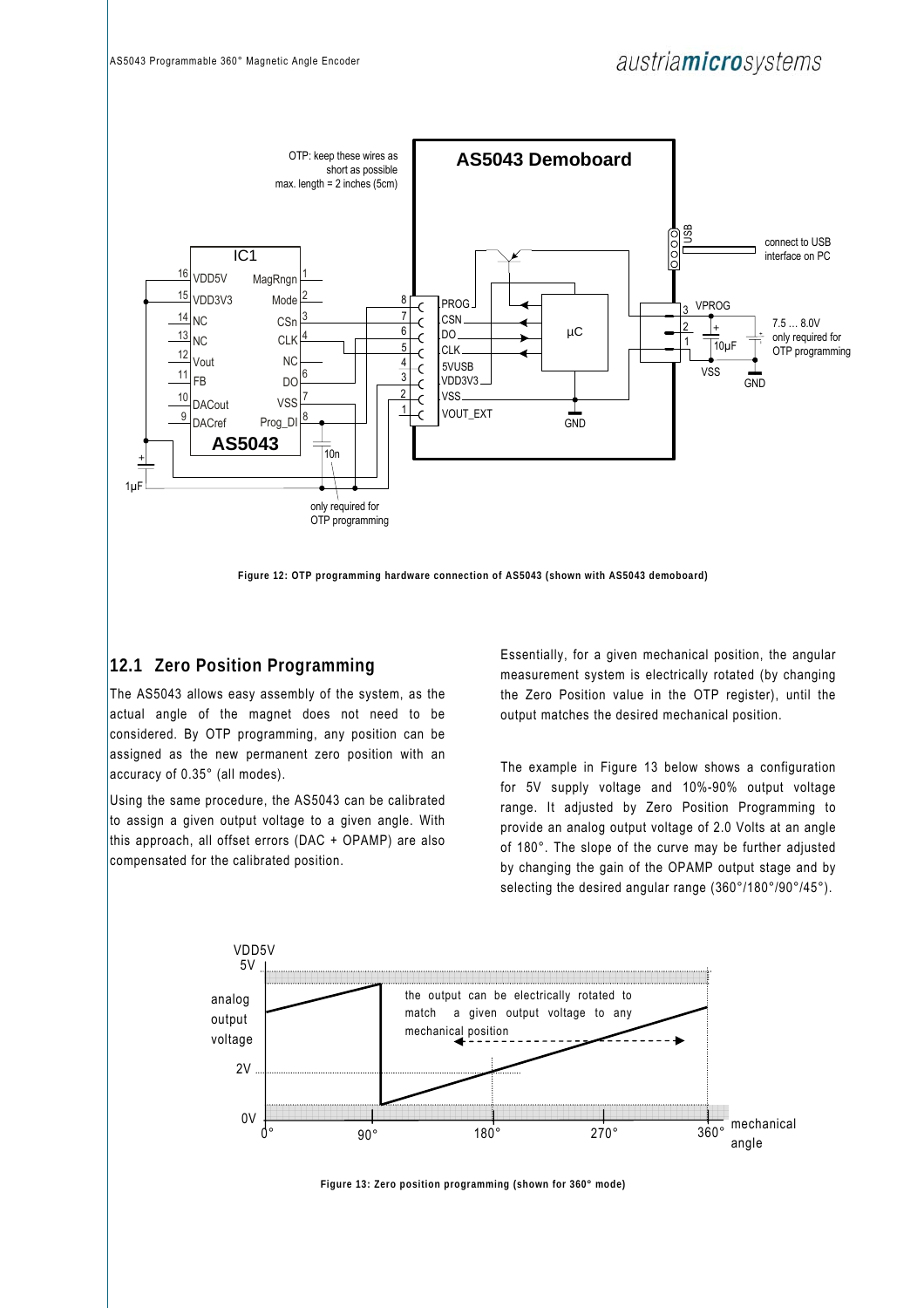Figure 12: OTP programming hardware connection of AS5043 (shown with AS5043 demoboard)

## 12.1 Zero Position Programming

The AS5043 allows easy assembly of the system, as the actual angle of the magnet does not need to be considered. By OTP programming, any position can be assigned as the new permanent zero position with an accuracy of 0.35° (all modes).

Using the same procedure, the AS5043 can be calibrated to assign a given output voltage to a given angle. With this approach, all offset errors (DAC + OPAMP) are also compensated for the calibrated position.

Essentially, for a given mechanical position, the angular measurement system is electrically rotated (by changing the Zero Position value in the OTP register), until the output matches the desired mechanical position.

The example in Figure 13 below shows a configuration for 5V supply voltage and 10%-90% output voltage range. It adjusted by Zero Position Programming to provide an analog output voltage of 2.0 Volts at an angle of 180°. The slope of the curve may be further adjusted by changing the gain of the OPAMP output stage and by selecting the desired angular range (360°/180°/90°/45°).

Figure 13: Zero position programming (shown for 360° mode)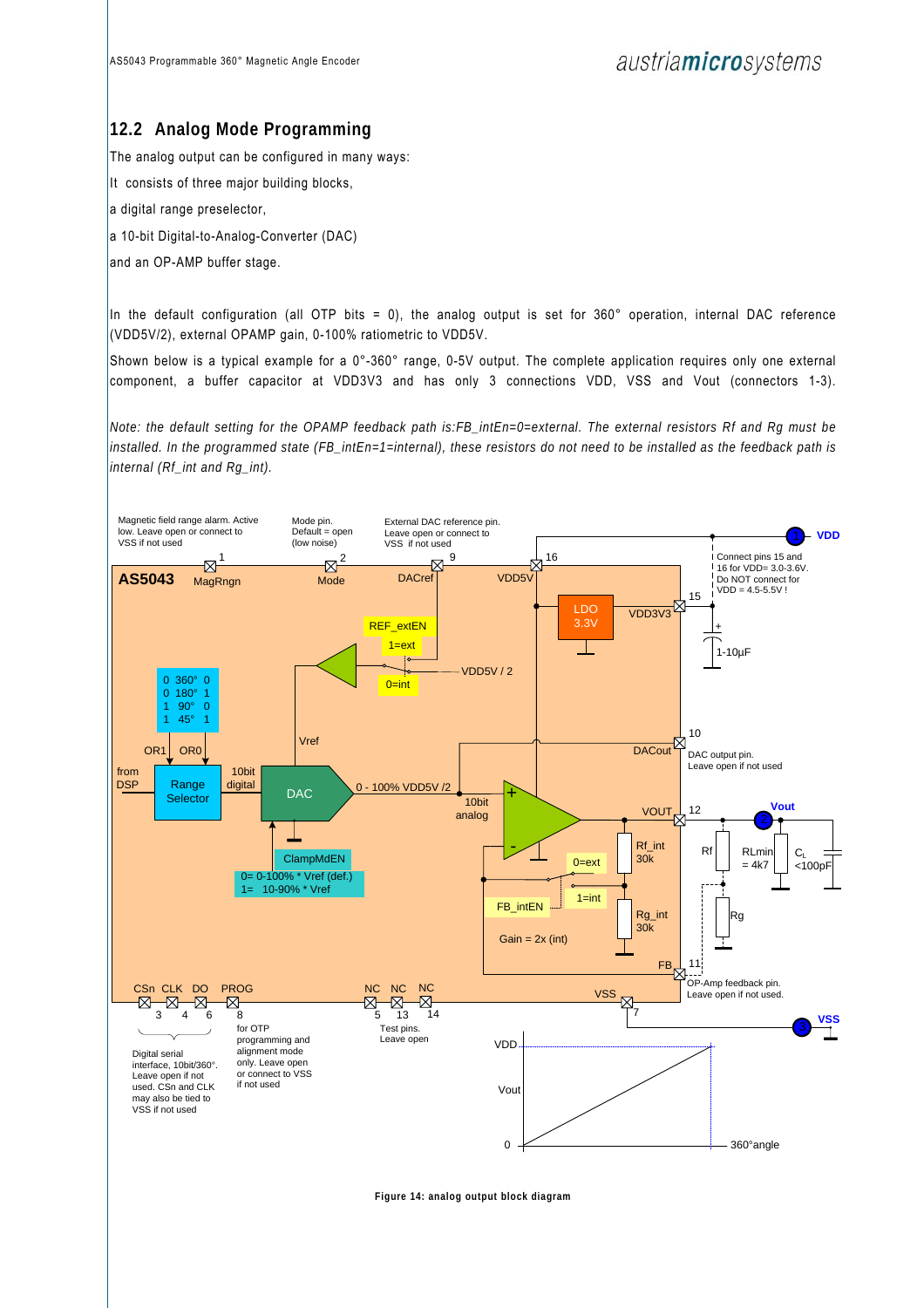## 12.2 Analog Mode Programming

The analog output can be configured in many ways:

It consists of three major building blocks,

a digital range preselector,

a 10-bit Digital-to-Analog-Converter (DAC)

and an OP-AMP buffer stage.

In the default configuration (all OTP bits = 0), the analog output is set for 360° operation, internal DAC reference (VDD5V/2), external OPAMP gain, 0-100% ratiometric to VDD5V.

Shown below is a typical example for a 0°-360° range, 0-5V output. The complete application requires only one external component, a buffer capacitor at VDD3V3 and has only 3 connections VDD, VSS and Vout (connectors 1-3).

*Note: the default setting for the OPAMP feedback path is:FB_intEn=0=external. The external resistors Rf and Rg must be installed. In the programmed state (FB_intEn=1=internal), these resistors do not need to be installed as the feedback path is internal (Rf_int and Rg_int).*

Magnetic field range alarm. Active low. Leave open or connect to VSS if not used

Mode pin. Default = open (low noise)

External DAC reference pin. Leave open or connect to VSS if not used

AS5043

1 MagRngn, 2 Mode, 9 DACref, 16 VDD5V, 15 VDD3V3, 10 DACout, 12 VOUT, 11 FB, 7 VSS

VDD

Connect pins 15 and 16 for VDD= 3.0-3.6V. Do NOT connect for VDD = 4.5-5.5V !

LDO 3.3V

1-10µF

REF_extEN: 1=ext, 0=int

VDD5V / 2

| OR1 | Range | OR0 |
|---|---|---|
| 0 | 360° | 0 |
| 0 | 180° | 1 |
| 1 | 90° | 0 |
| 1 | 45° | 1 |

from DSP → Range Selector → 10bit digital → DAC → 0 - 100% VDD5V /2 → 10bit analog

Vref

ClampMdEN: 0= 0-100% * Vref (def.), 1= 10-90% * Vref

DAC output pin. Leave open if not used

Vout

Rf_int 30k

Rg_int 30k

FB_intEN: 0=ext, 1=int

Gain = 2x (int)

Rf, RLmin = 4k7, $C_L$ <100pF, Rg

OP-Amp feedback pin. Leave open if not used.

VSS

CSn 3, CLK 4, DO 6, PROG 8, NC 5, NC 13, NC 14

Digital serial interface, 10bit/360°. Leave open if not used. CSn and CLK may also be tied to VSS if not used

for OTP programming and alignment mode only. Leave open or connect to VSS if not used

Test pins. Leave open

VDD, Vout, 0, 360°angle

**Figure 14: analog output block diagram**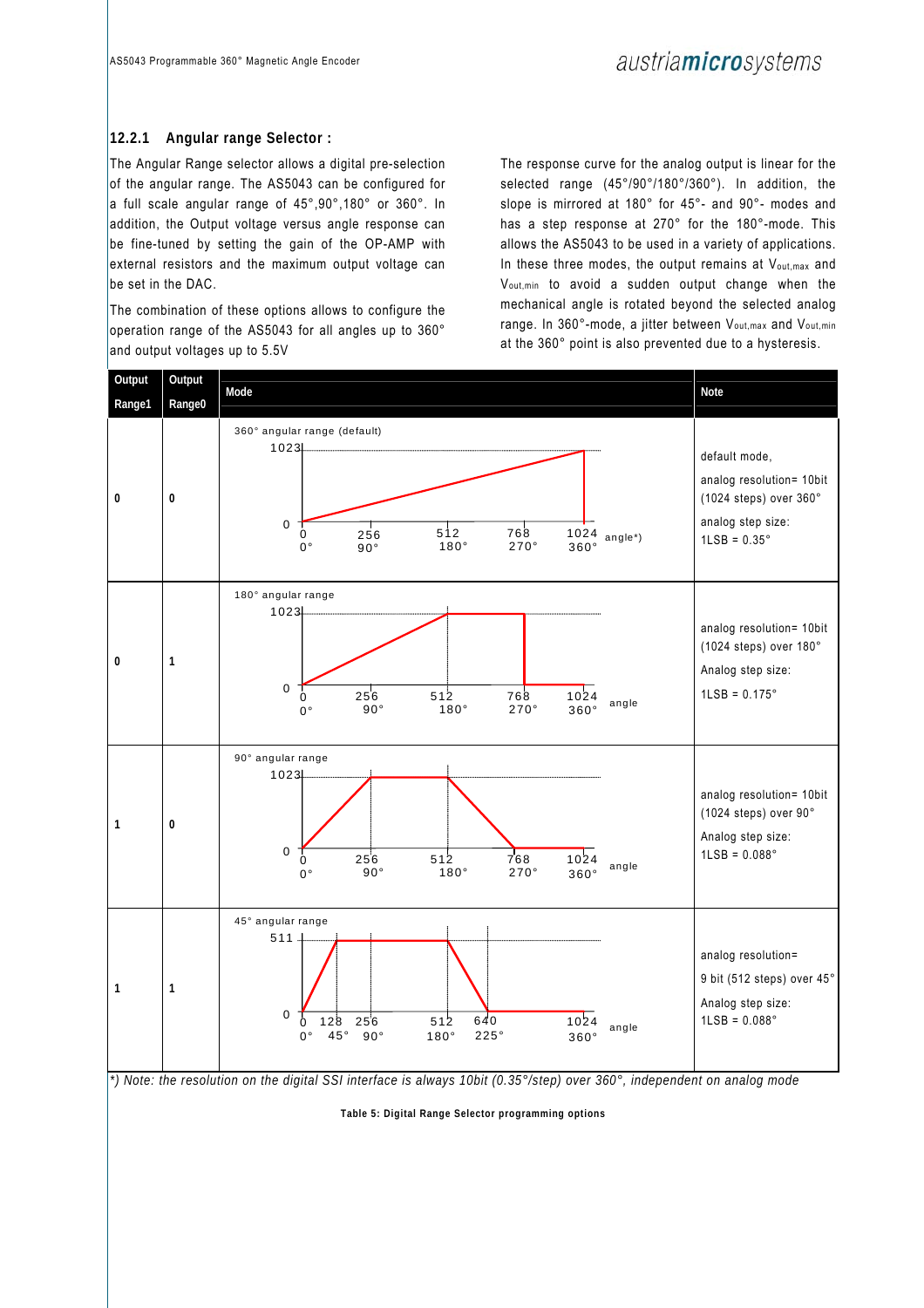### 12.2.1 Angular range Selector :

The Angular Range selector allows a digital pre-selection of the angular range. The AS5043 can be configured for a full scale angular range of 45°,90°,180° or 360°. In addition, the Output voltage versus angle response can be fine-tuned by setting the gain of the OP-AMP with external resistors and the maximum output voltage can be set in the DAC.

The combination of these options allows to configure the operation range of the AS5043 for all angles up to 360° and output voltages up to 5.5V

The response curve for the analog output is linear for the selected range (45°/90°/180°/360°). In addition, the slope is mirrored at 180° for 45°- and 90°- modes and has a step response at 270° for the 180°-mode. This allows the AS5043 to be used in a variety of applications. In these three modes, the output remains at $V_{out,max}$ and $V_{out,min}$ to avoid a sudden output change when the mechanical angle is rotated beyond the selected analog range. In 360°-mode, a jitter between $V_{out,max}$ and $V_{out,min}$ at the 360° point is also prevented due to a hysteresis.

| Output Range1 | Output Range0 | Mode | Note |
|---|---|---|---|
| 0 | 0 | 360° angular range (default): output rises linearly from 0 at 0 (0°) to 1023 at 1024 (360°); x-axis: 0 (0°), 256 (90°), 512 (180°), 768 (270°), 1024 (360°), angle*) | default mode, analog resolution= 10bit (1024 steps) over 360° analog step size: 1LSB = 0.35° |
| 0 | 1 | 180° angular range: output rises linearly from 0 at 0 (0°) to 1023 at 512 (180°), stays at 1023 until 768 (270°), then steps to 0 up to 1024 (360°); x-axis: 0 (0°), 256 (90°), 512 (180°), 768 (270°), 1024 (360°), angle | analog resolution= 10bit (1024 steps) over 180° Analog step size: 1LSB = 0.175° |
| 1 | 0 | 90° angular range: output rises from 0 at 0 (0°) to 1023 at 256 (90°), stays at 1023 until 512 (180°), falls to 0 at 768 (270°), stays at 0 up to 1024 (360°); x-axis: 0 (0°), 256 (90°), 512 (180°), 768 (270°), 1024 (360°), angle | analog resolution= 10bit (1024 steps) over 90° Analog step size: 1LSB = 0.088° |
| 1 | 1 | 45° angular range: output rises from 0 at 0 (0°) to 511 at 128 (45°), stays at 511 until 512 (180°), falls to 0 at 640 (225°), stays at 0 up to 1024 (360°); x-axis: 0 (0°), 128 (45°), 256 (90°), 512 (180°), 640 (225°), 1024 (360°), angle | analog resolution= 9 bit (512 steps) over 45° Analog step size: 1LSB = 0.088° |

*\*) Note: the resolution on the digital SSI interface is always 10bit (0.35°/step) over 360°, independent on analog mode*

**Table 5: Digital Range Selector programming options**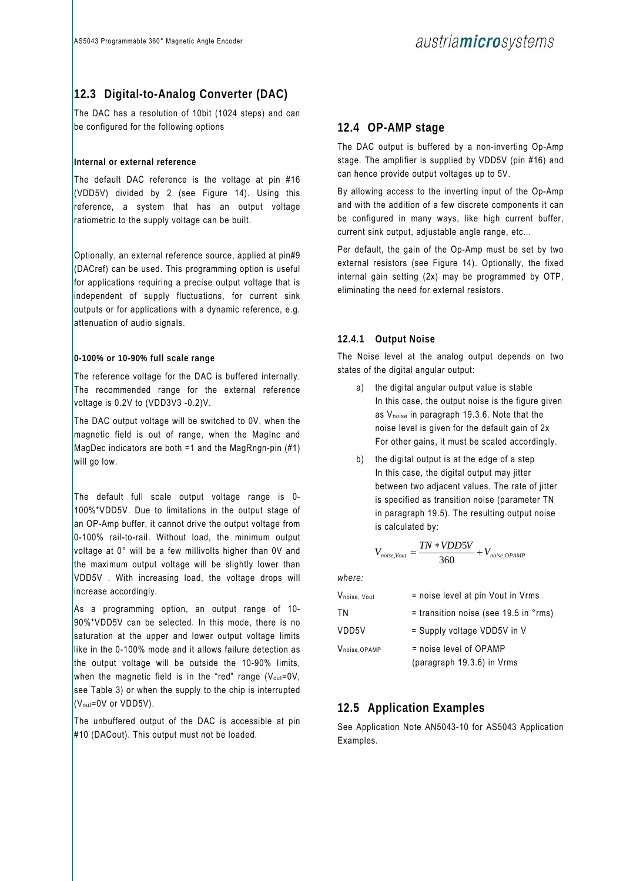## 12.3 Digital-to-Analog Converter (DAC)

The DAC has a resolution of 10bit (1024 steps) and can be configured for the following options

**Internal or external reference**

The default DAC reference is the voltage at pin #16 (VDD5V) divided by 2 (see Figure 14). Using this reference, a system that has an output voltage ratiometric to the supply voltage can be built.

Optionally, an external reference source, applied at pin#9 (DACref) can be used. This programming option is useful for applications requiring a precise output voltage that is independent of supply fluctuations, for current sink outputs or for applications with a dynamic reference, e.g. attenuation of audio signals.

**0-100% or 10-90% full scale range**

The reference voltage for the DAC is buffered internally. The recommended range for the external reference voltage is 0.2V to (VDD3V3 -0.2)V.

The DAC output voltage will be switched to 0V, when the magnetic field is out of range, when the MagInc and MagDec indicators are both =1 and the MagRngn-pin (#1) will go low.

The default full scale output voltage range is 0-100%*VDD5V. Due to limitations in the output stage of an OP-Amp buffer, it cannot drive the output voltage from 0-100% rail-to-rail. Without load, the minimum output voltage at 0° will be a few millivolts higher than 0V and the maximum output voltage will be slightly lower than VDD5V . With increasing load, the voltage drops will increase accordingly.

As a programming option, an output range of 10-90%*VDD5V can be selected. In this mode, there is no saturation at the upper and lower output voltage limits like in the 0-100% mode and it allows failure detection as the output voltage will be outside the 10-90% limits, when the magnetic field is in the "red" range ($V_{out}$=0V, see Table 3) or when the supply to the chip is interrupted ($V_{out}$=0V or VDD5V).

The unbuffered output of the DAC is accessible at pin #10 (DACout). This output must not be loaded.

## 12.4 OP-AMP stage

The DAC output is buffered by a non-inverting Op-Amp stage. The amplifier is supplied by VDD5V (pin #16) and can hence provide output voltages up to 5V.

By allowing access to the inverting input of the Op-Amp and with the addition of a few discrete components it can be configured in many ways, like high current buffer, current sink output, adjustable angle range, etc…

Per default, the gain of the Op-Amp must be set by two external resistors (see Figure 14). Optionally, the fixed internal gain setting (2x) may be programmed by OTP, eliminating the need for external resistors.

### 12.4.1 Output Noise

The Noise level at the analog output depends on two states of the digital angular output:

a) the digital angular output value is stable
In this case, the output noise is the figure given as $V_{noise}$ in paragraph 19.3.6. Note that the noise level is given for the default gain of 2x
For other gains, it must be scaled accordingly.

b) the digital output is at the edge of a step
In this case, the digital output may jitter between two adjacent values. The rate of jitter is specified as transition noise (parameter TN in paragraph 19.5). The resulting output noise is calculated by:

$$V_{noise,Vout} = \frac{TN * VDD5V}{360} + V_{noise,OPAMP}$$

*where:*

| | |
|---|---|
| $V_{noise,\ Vout}$ | = noise level at pin Vout in Vrms |
| TN | = transition noise (see 19.5 in °rms) |
| VDD5V | = Supply voltage VDD5V in V |
| $V_{noise,OPAMP}$ | = noise level of OPAMP (paragraph 19.3.6) in Vrms |

## 12.5 Application Examples

See Application Note AN5043-10 for AS5043 Application Examples.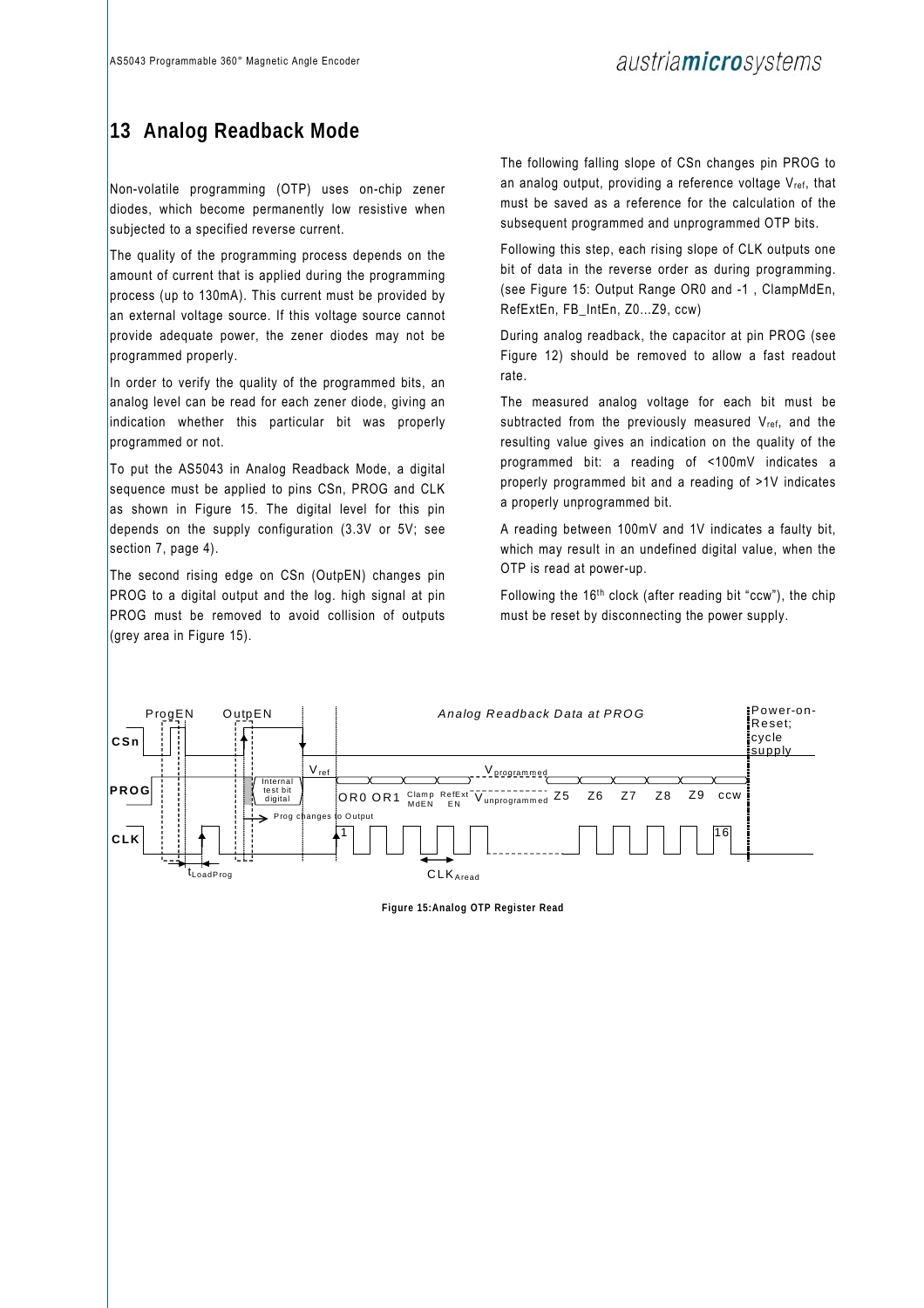# 13 Analog Readback Mode

Non-volatile programming (OTP) uses on-chip zener diodes, which become permanently low resistive when subjected to a specified reverse current.

The quality of the programming process depends on the amount of current that is applied during the programming process (up to 130mA). This current must be provided by an external voltage source. If this voltage source cannot provide adequate power, the zener diodes may not be programmed properly.

In order to verify the quality of the programmed bits, an analog level can be read for each zener diode, giving an indication whether this particular bit was properly programmed or not.

To put the AS5043 in Analog Readback Mode, a digital sequence must be applied to pins CSn, PROG and CLK as shown in Figure 15. The digital level for this pin depends on the supply configuration (3.3V or 5V; see section 7, page 4).

The second rising edge on CSn (OutpEN) changes pin PROG to a digital output and the log. high signal at pin PROG must be removed to avoid collision of outputs (grey area in Figure 15).

The following falling slope of CSn changes pin PROG to an analog output, providing a reference voltage $V_{ref}$, that must be saved as a reference for the calculation of the subsequent programmed and unprogrammed OTP bits.

Following this step, each rising slope of CLK outputs one bit of data in the reverse order as during programming. (see Figure 15: Output Range OR0 and -1 , ClampMdEn, RefExtEn, FB_IntEn, Z0...Z9, ccw)

During analog readback, the capacitor at pin PROG (see Figure 12) should be removed to allow a fast readout rate.

The measured analog voltage for each bit must be subtracted from the previously measured $V_{ref}$, and the resulting value gives an indication on the quality of the programmed bit: a reading of <100mV indicates a properly programmed bit and a reading of >1V indicates a properly unprogrammed bit.

A reading between 100mV and 1V indicates a faulty bit, which may result in an undefined digital value, when the OTP is read at power-up.

Following the 16th clock (after reading bit "ccw"), the chip must be reset by disconnecting the power supply.

**Figure 15: Analog OTP Register Read**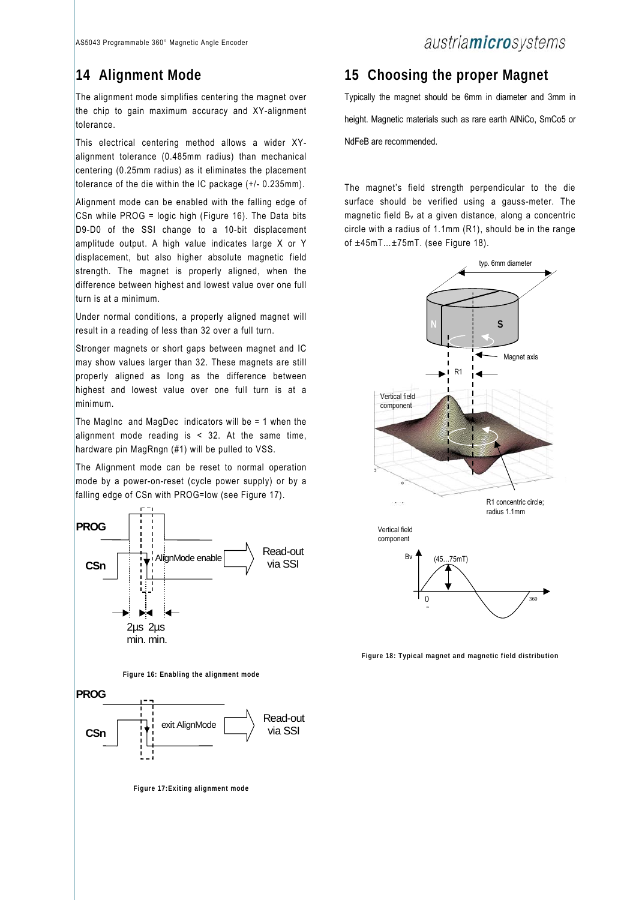## 14 Alignment Mode

The alignment mode simplifies centering the magnet over the chip to gain maximum accuracy and XY-alignment tolerance.

This electrical centering method allows a wider XY-alignment tolerance (0.485mm radius) than mechanical centering (0.25mm radius) as it eliminates the placement tolerance of the die within the IC package (+/- 0.235mm).

Alignment mode can be enabled with the falling edge of CSn while PROG = logic high (Figure 16). The Data bits D9-D0 of the SSI change to a 10-bit displacement amplitude output. A high value indicates large X or Y displacement, but also higher absolute magnetic field strength. The magnet is properly aligned, when the difference between highest and lowest value over one full turn is at a minimum.

Under normal conditions, a properly aligned magnet will result in a reading of less than 32 over a full turn.

Stronger magnets or short gaps between magnet and IC may show values larger than 32. These magnets are still properly aligned as long as the difference between highest and lowest value over one full turn is at a minimum.

The MagInc and MagDec indicators will be = 1 when the alignment mode reading is < 32. At the same time, hardware pin MagRngn (#1) will be pulled to VSS.

The Alignment mode can be reset to normal operation mode by a power-on-reset (cycle power supply) or by a falling edge of CSn with PROG=low (see Figure 17).

**Figure 16: Enabling the alignment mode**

**Figure 17:Exiting alignment mode**

## 15 Choosing the proper Magnet

Typically the magnet should be 6mm in diameter and 3mm in height. Magnetic materials such as rare earth AlNiCo, SmCo5 or NdFeB are recommended.

The magnet's field strength perpendicular to the die surface should be verified using a gauss-meter. The magnetic field $B_v$ at a given distance, along a concentric circle with a radius of 1.1mm (R1), should be in the range of ±45mT…±75mT. (see Figure 18).

**Figure 18: Typical magnet and magnetic field distribution**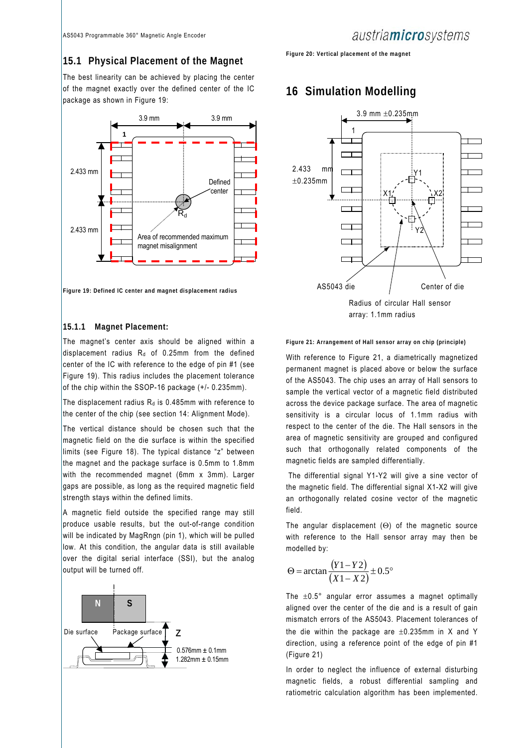## 15.1 Physical Placement of the Magnet

The best linearity can be achieved by placing the center of the magnet exactly over the defined center of the IC package as shown in Figure 19:

Figure 19: Defined IC center and magnet displacement radius

### 15.1.1 Magnet Placement:

The magnet's center axis should be aligned within a displacement radius $R_d$ of 0.25mm from the defined center of the IC with reference to the edge of pin #1 (see Figure 19). This radius includes the placement tolerance of the chip within the SSOP-16 package (+/- 0.235mm).

The displacement radius $R_d$ is 0.485mm with reference to the center of the chip (see section 14: Alignment Mode).

The vertical distance should be chosen such that the magnetic field on the die surface is within the specified limits (see Figure 18). The typical distance "z" between the magnet and the package surface is 0.5mm to 1.8mm with the recommended magnet (6mm x 3mm). Larger gaps are possible, as long as the required magnetic field strength stays within the defined limits.

A magnetic field outside the specified range may still produce usable results, but the out-of-range condition will be indicated by MagRngn (pin 1), which will be pulled low. At this condition, the angular data is still available over the digital serial interface (SSI), but the analog output will be turned off.

Figure 20: Vertical placement of the magnet

## 16 Simulation Modelling

Figure 21: Arrangement of Hall sensor array on chip (principle)

With reference to Figure 21, a diametrically magnetized permanent magnet is placed above or below the surface of the AS5043. The chip uses an array of Hall sensors to sample the vertical vector of a magnetic field distributed across the device package surface. The area of magnetic sensitivity is a circular locus of 1.1mm radius with respect to the center of the die. The Hall sensors in the area of magnetic sensitivity are grouped and configured such that orthogonally related components of the magnetic fields are sampled differentially.

The differential signal Y1-Y2 will give a sine vector of the magnetic field. The differential signal X1-X2 will give an orthogonally related cosine vector of the magnetic field.

The angular displacement (Θ) of the magnetic source with reference to the Hall sensor array may then be modelled by:

$$\Theta = \arctan\frac{(Y1 - Y2)}{(X1 - X2)} \pm 0.5°$$

The ±0.5° angular error assumes a magnet optimally aligned over the center of the die and is a result of gain mismatch errors of the AS5043. Placement tolerances of the die within the package are ±0.235mm in X and Y direction, using a reference point of the edge of pin #1 (Figure 21)

In order to neglect the influence of external disturbing magnetic fields, a robust differential sampling and ratiometric calculation algorithm has been implemented.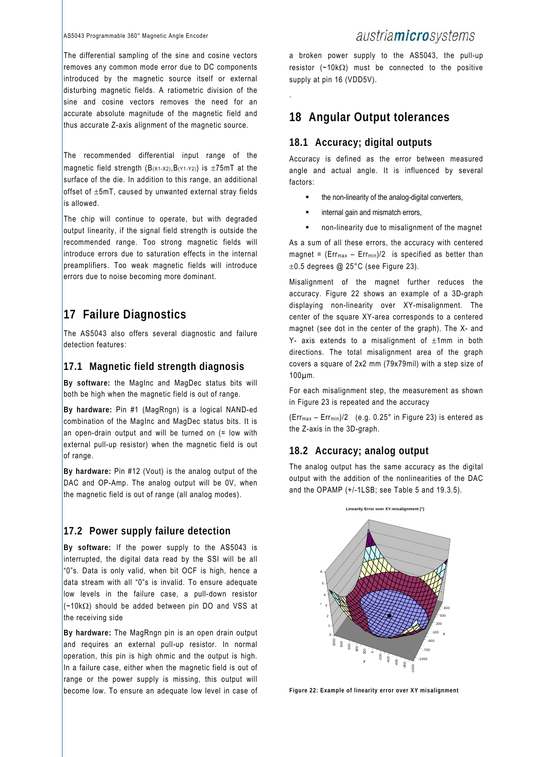The differential sampling of the sine and cosine vectors removes any common mode error due to DC components introduced by the magnetic source itself or external disturbing magnetic fields. A ratiometric division of the sine and cosine vectors removes the need for an accurate absolute magnitude of the magnetic field and thus accurate Z-axis alignment of the magnetic source.

The recommended differential input range of the magnetic field strength ($B_{(X1-X2)}$,$B_{(Y1-Y2)}$) is ±75mT at the surface of the die. In addition to this range, an additional offset of ±5mT, caused by unwanted external stray fields is allowed.

The chip will continue to operate, but with degraded output linearity, if the signal field strength is outside the recommended range. Too strong magnetic fields will introduce errors due to saturation effects in the internal preamplifiers. Too weak magnetic fields will introduce errors due to noise becoming more dominant.

# 17 Failure Diagnostics

The AS5043 also offers several diagnostic and failure detection features:

## 17.1 Magnetic field strength diagnosis

**By software:** the MagInc and MagDec status bits will both be high when the magnetic field is out of range.

**By hardware:** Pin #1 (MagRngn) is a logical NAND-ed combination of the MagInc and MagDec status bits. It is an open-drain output and will be turned on (= low with external pull-up resistor) when the magnetic field is out of range.

**By hardware:** Pin #12 (Vout) is the analog output of the DAC and OP-Amp. The analog output will be 0V, when the magnetic field is out of range (all analog modes).

## 17.2 Power supply failure detection

**By software:** If the power supply to the AS5043 is interrupted, the digital data read by the SSI will be all "0"s. Data is only valid, when bit OCF is high, hence a data stream with all "0"s is invalid. To ensure adequate low levels in the failure case, a pull-down resistor (~10kΩ) should be added between pin DO and VSS at the receiving side

**By hardware:** The MagRngn pin is an open drain output and requires an external pull-up resistor. In normal operation, this pin is high ohmic and the output is high. In a failure case, either when the magnetic field is out of range or the power supply is missing, this output will become low. To ensure an adequate low level in case of a broken power supply to the AS5043, the pull-up resistor (~10kΩ) must be connected to the positive supply at pin 16 (VDD5V).

# 18 Angular Output tolerances

## 18.1 Accuracy; digital outputs

Accuracy is defined as the error between measured angle and actual angle. It is influenced by several factors:

- the non-linearity of the analog-digital converters,
- internal gain and mismatch errors,
- non-linearity due to misalignment of the magnet

As a sum of all these errors, the accuracy with centered magnet = ($Err_{max}$ – $Err_{min}$)/2 is specified as better than ±0.5 degrees @ 25°C (see Figure 23).

Misalignment of the magnet further reduces the accuracy. Figure 22 shows an example of a 3D-graph displaying non-linearity over XY-misalignment. The center of the square XY-area corresponds to a centered magnet (see dot in the center of the graph). The X- and Y- axis extends to a misalignment of ±1mm in both directions. The total misalignment area of the graph covers a square of 2x2 mm (79x79mil) with a step size of 100µm.

For each misalignment step, the measurement as shown in Figure 23 is repeated and the accuracy

($Err_{max}$ – $Err_{min}$)/2 (e.g. 0.25° in Figure 23) is entered as the Z-axis in the 3D-graph.

## 18.2 Accuracy; analog output

The analog output has the same accuracy as the digital output with the addition of the nonlinearities of the DAC and the OPAMP (+/-1LSB; see Table 5 and 19.3.5).

**Figure 22: Example of linearity error over XY misalignment**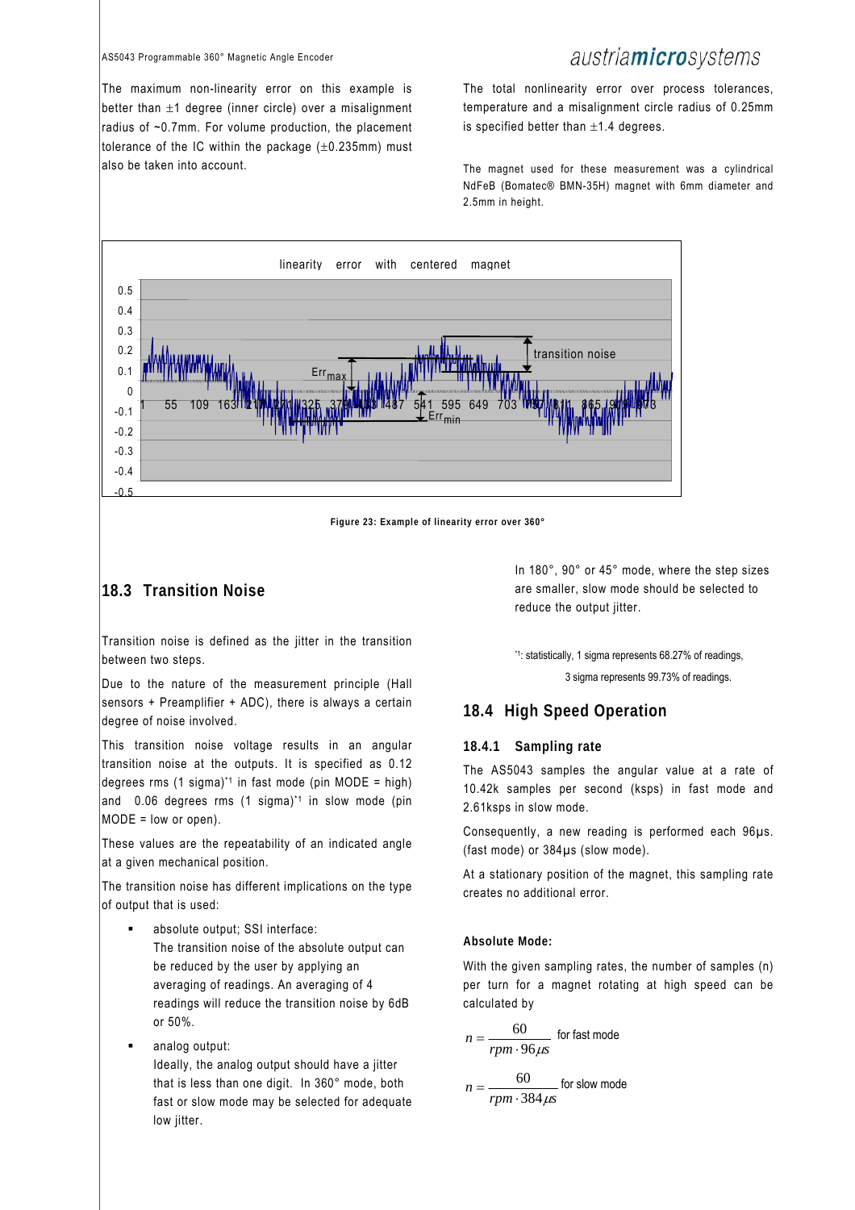The maximum non-linearity error on this example is better than ±1 degree (inner circle) over a misalignment radius of ~0.7mm. For volume production, the placement tolerance of the IC within the package (±0.235mm) must also be taken into account.

The total nonlinearity error over process tolerances, temperature and a misalignment circle radius of 0.25mm is specified better than ±1.4 degrees.

The magnet used for these measurement was a cylindrical NdFeB (Bomatec® BMN-35H) magnet with 6mm diameter and 2.5mm in height.

**Figure 23: Example of linearity error over 360°**

## 18.3 Transition Noise

Transition noise is defined as the jitter in the transition between two steps.

Due to the nature of the measurement principle (Hall sensors + Preamplifier + ADC), there is always a certain degree of noise involved.

This transition noise voltage results in an angular transition noise at the outputs. It is specified as 0.12 degrees rms (1 sigma)*1 in fast mode (pin MODE = high) and 0.06 degrees rms (1 sigma)*1 in slow mode (pin MODE = low or open).

These values are the repeatability of an indicated angle at a given mechanical position.

The transition noise has different implications on the type of output that is used:

- absolute output; SSI interface:
  The transition noise of the absolute output can be reduced by the user by applying an averaging of readings. An averaging of 4 readings will reduce the transition noise by 6dB or 50%.
- analog output:
  Ideally, the analog output should have a jitter that is less than one digit. In 360° mode, both fast or slow mode may be selected for adequate low jitter.

In 180°, 90° or 45° mode, where the step sizes are smaller, slow mode should be selected to reduce the output jitter.

*1: statistically, 1 sigma represents 68.27% of readings,
3 sigma represents 99.73% of readings.

## 18.4 High Speed Operation

### 18.4.1 Sampling rate

The AS5043 samples the angular value at a rate of 10.42k samples per second (ksps) in fast mode and 2.61ksps in slow mode.

Consequently, a new reading is performed each 96µs. (fast mode) or 384µs (slow mode).

At a stationary position of the magnet, this sampling rate creates no additional error.

**Absolute Mode:**

With the given sampling rates, the number of samples (n) per turn for a magnet rotating at high speed can be calculated by

$$n = \frac{60}{rpm \cdot 96\mu s} \quad \text{for fast mode}$$

$$n = \frac{60}{rpm \cdot 384\mu s} \quad \text{for slow mode}$$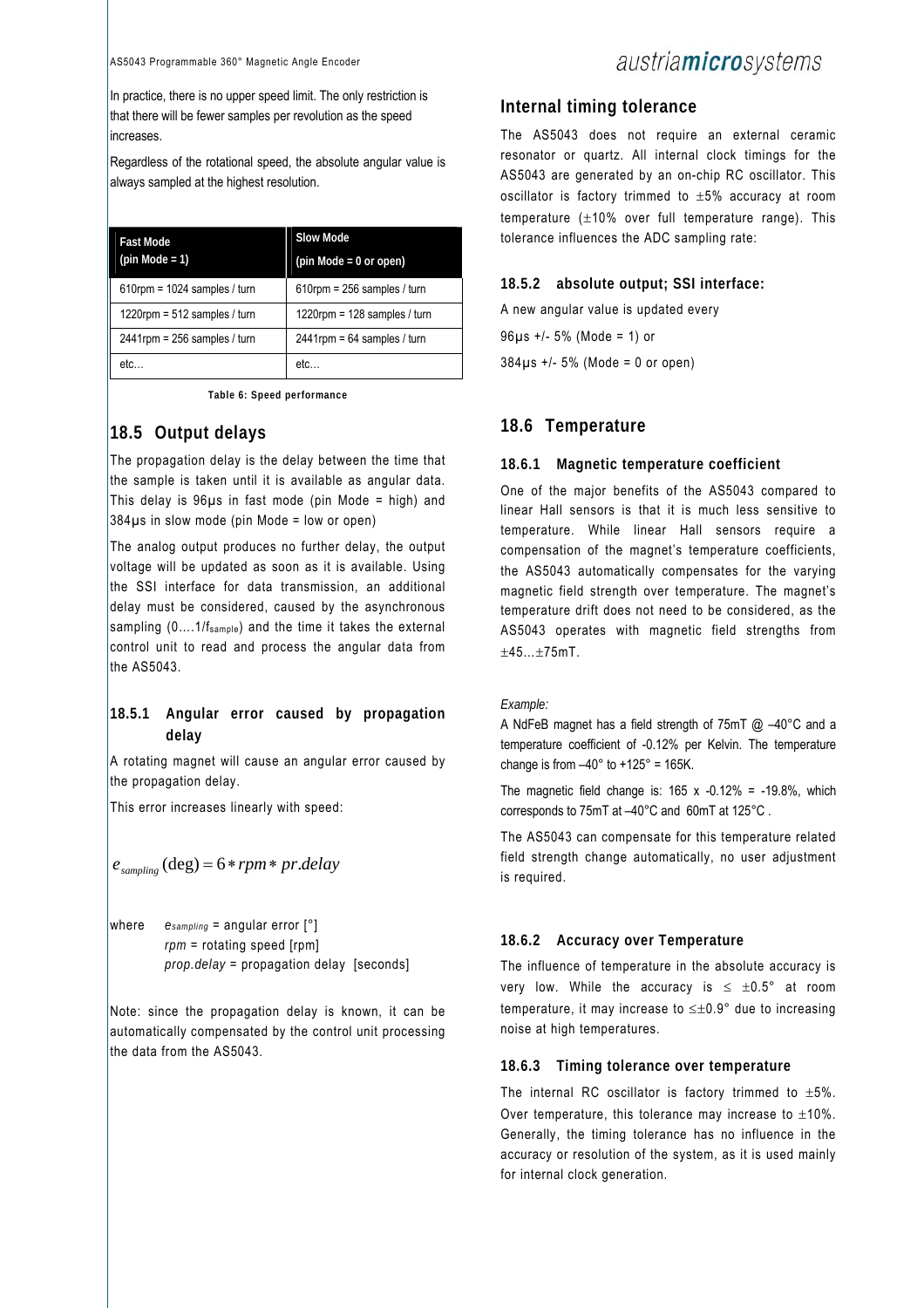In practice, there is no upper speed limit. The only restriction is that there will be fewer samples per revolution as the speed increases.

Regardless of the rotational speed, the absolute angular value is always sampled at the highest resolution.

| Fast Mode (pin Mode = 1) | Slow Mode (pin Mode = 0 or open) |
|---|---|
| 610rpm = 1024 samples / turn | 610rpm = 256 samples / turn |
| 1220rpm = 512 samples / turn | 1220rpm = 128 samples / turn |
| 2441rpm = 256 samples / turn | 2441rpm = 64 samples / turn |
| etc… | etc… |

**Table 6: Speed performance**

## 18.5 Output delays

The propagation delay is the delay between the time that the sample is taken until it is available as angular data. This delay is 96µs in fast mode (pin Mode = high) and 384µs in slow mode (pin Mode = low or open)

The analog output produces no further delay, the output voltage will be updated as soon as it is available. Using the SSI interface for data transmission, an additional delay must be considered, caused by the asynchronous sampling (0….1/$f_{sample}$) and the time it takes the external control unit to read and process the angular data from the AS5043.

### 18.5.1 Angular error caused by propagation delay

A rotating magnet will cause an angular error caused by the propagation delay.

This error increases linearly with speed:

$$e_{sampling}(\deg) = 6 * rpm * pr.delay$$

where $e_{sampling}$ = angular error [°]
$rpm$ = rotating speed [rpm]
$prop.delay$ = propagation delay [seconds]

Note: since the propagation delay is known, it can be automatically compensated by the control unit processing the data from the AS5043.

## Internal timing tolerance

The AS5043 does not require an external ceramic resonator or quartz. All internal clock timings for the AS5043 are generated by an on-chip RC oscillator. This oscillator is factory trimmed to ±5% accuracy at room temperature (±10% over full temperature range). This tolerance influences the ADC sampling rate:

### 18.5.2 absolute output; SSI interface:

A new angular value is updated every

96µs +/- 5% (Mode = 1) or

384µs +/- 5% (Mode = 0 or open)

## 18.6 Temperature

### 18.6.1 Magnetic temperature coefficient

One of the major benefits of the AS5043 compared to linear Hall sensors is that it is much less sensitive to temperature. While linear Hall sensors require a compensation of the magnet's temperature coefficients, the AS5043 automatically compensates for the varying magnetic field strength over temperature. The magnet's temperature drift does not need to be considered, as the AS5043 operates with magnetic field strengths from ±45…±75mT.

*Example:*

A NdFeB magnet has a field strength of 75mT @ –40°C and a temperature coefficient of -0.12% per Kelvin. The temperature change is from –40° to +125° = 165K.

The magnetic field change is: 165 x -0.12% = -19.8%, which corresponds to 75mT at –40°C and 60mT at 125°C .

The AS5043 can compensate for this temperature related field strength change automatically, no user adjustment is required.

### 18.6.2 Accuracy over Temperature

The influence of temperature in the absolute accuracy is very low. While the accuracy is ≤ ±0.5° at room temperature, it may increase to ≤±0.9° due to increasing noise at high temperatures.

### 18.6.3 Timing tolerance over temperature

The internal RC oscillator is factory trimmed to ±5%. Over temperature, this tolerance may increase to ±10%. Generally, the timing tolerance has no influence in the accuracy or resolution of the system, as it is used mainly for internal clock generation.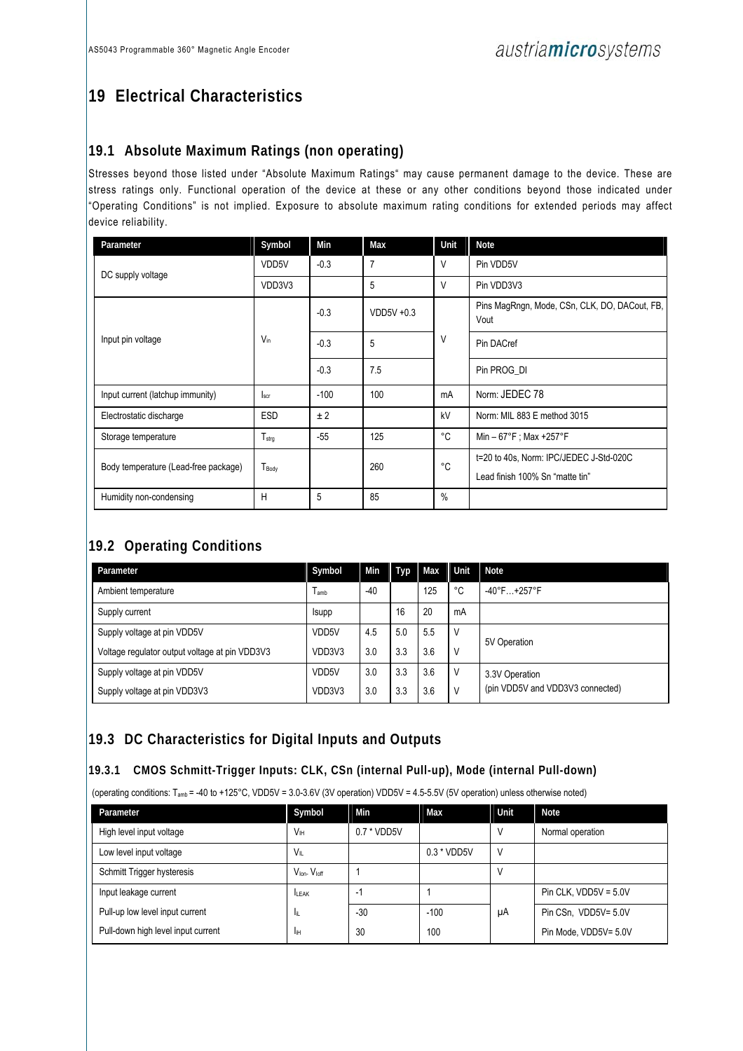# 19 Electrical Characteristics

## 19.1 Absolute Maximum Ratings (non operating)

Stresses beyond those listed under "Absolute Maximum Ratings" may cause permanent damage to the device. These are stress ratings only. Functional operation of the device at these or any other conditions beyond those indicated under "Operating Conditions" is not implied. Exposure to absolute maximum rating conditions for extended periods may affect device reliability.

| Parameter | Symbol | Min | Max | Unit | Note |
|---|---|---|---|---|---|
| DC supply voltage | VDD5V | -0.3 | 7 | V | Pin VDD5V |
| | VDD3V3 | | 5 | V | Pin VDD3V3 |
| Input pin voltage | $V_{in}$ | -0.3 | VDD5V +0.3 | V | Pins MagRngn, Mode, CSn, CLK, DO, DACout, FB, Vout |
| | | -0.3 | 5 | | Pin DACref |
| | | -0.3 | 7.5 | | Pin PROG_DI |
| Input current (latchup immunity) | $I_{scr}$ | -100 | 100 | mA | Norm: JEDEC 78 |
| Electrostatic discharge | ESD | ± 2 | | kV | Norm: MIL 883 E method 3015 |
| Storage temperature | $T_{strg}$ | -55 | 125 | °C | Min – 67°F ; Max +257°F |
| Body temperature (Lead-free package) | $T_{Body}$ | | 260 | °C | t=20 to 40s, Norm: IPC/JEDEC J-Std-020C Lead finish 100% Sn "matte tin" |
| Humidity non-condensing | H | 5 | 85 | % | |

## 19.2 Operating Conditions

| Parameter | Symbol | Min | Typ | Max | Unit | Note |
|---|---|---|---|---|---|---|
| Ambient temperature | $T_{amb}$ | -40 | | 125 | °C | -40°F…+257°F |
| Supply current | Isupp | | 16 | 20 | mA | |
| Supply voltage at pin VDD5V | VDD5V | 4.5 | 5.0 | 5.5 | V | 5V Operation |
| Voltage regulator output voltage at pin VDD3V3 | VDD3V3 | 3.0 | 3.3 | 3.6 | V | |
| Supply voltage at pin VDD5V | VDD5V | 3.0 | 3.3 | 3.6 | V | 3.3V Operation (pin VDD5V and VDD3V3 connected) |
| Supply voltage at pin VDD3V3 | VDD3V3 | 3.0 | 3.3 | 3.6 | V | |

## 19.3 DC Characteristics for Digital Inputs and Outputs

### 19.3.1 CMOS Schmitt-Trigger Inputs: CLK, CSn (internal Pull-up), Mode (internal Pull-down)

(operating conditions: $T_{amb}$ = -40 to +125°C, VDD5V = 3.0-3.6V (3V operation) VDD5V = 4.5-5.5V (5V operation) unless otherwise noted)

| Parameter | Symbol | Min | Max | Unit | Note |
|---|---|---|---|---|---|
| High level input voltage | $V_{IH}$ | 0.7 * VDD5V | | V | Normal operation |
| Low level input voltage | $V_{IL}$ | | 0.3 * VDD5V | V | |
| Schmitt Trigger hysteresis | $V_{Ion}$- $V_{Ioff}$ | 1 | | V | |
| Input leakage current | $I_{LEAK}$ | -1 | 1 | µA | Pin CLK, VDD5V = 5.0V |
| Pull-up low level input current | $I_{IL}$ | -30 | -100 | | Pin CSn, VDD5V= 5.0V |
| Pull-down high level input current | $I_{IH}$ | 30 | 100 | | Pin Mode, VDD5V= 5.0V |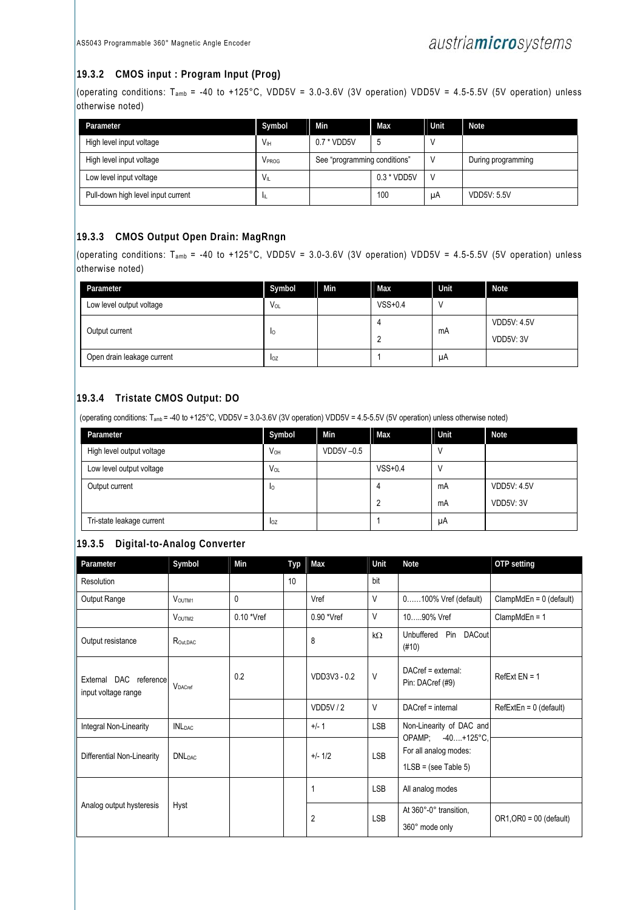### 19.3.2 CMOS input : Program Input (Prog)

(operating conditions: $T_{amb}$ = -40 to +125°C, VDD5V = 3.0-3.6V (3V operation) VDD5V = 4.5-5.5V (5V operation) unless otherwise noted)

| Parameter | Symbol | Min | Max | Unit | Note |
|---|---|---|---|---|---|
| High level input voltage | $V_{IH}$ | 0.7 * VDD5V | 5 | V | |
| High level input voltage | $V_{PROG}$ | See "programming conditions" | | V | During programming |
| Low level input voltage | $V_{IL}$ | | 0.3 * VDD5V | V | |
| Pull-down high level input current | $I_{IL}$ | | 100 | µA | VDD5V: 5.5V |

### 19.3.3 CMOS Output Open Drain: MagRngn

(operating conditions: $T_{amb}$ = -40 to +125°C, VDD5V = 3.0-3.6V (3V operation) VDD5V = 4.5-5.5V (5V operation) unless otherwise noted)

| Parameter | Symbol | Min | Max | Unit | Note |
|---|---|---|---|---|---|
| Low level output voltage | $V_{OL}$ | | VSS+0.4 | V | |
| Output current | $I_O$ | | 4 | mA | VDD5V: 4.5V |
| | | | 2 | | VDD5V: 3V |
| Open drain leakage current | $I_{OZ}$ | | 1 | µA | |

### 19.3.4 Tristate CMOS Output: DO

(operating conditions: $T_{amb}$ = -40 to +125°C, VDD5V = 3.0-3.6V (3V operation) VDD5V = 4.5-5.5V (5V operation) unless otherwise noted)

| Parameter | Symbol | Min | Max | Unit | Note |
|---|---|---|---|---|---|
| High level output voltage | $V_{OH}$ | VDD5V –0.5 | | V | |
| Low level output voltage | $V_{OL}$ | | VSS+0.4 | V | |
| Output current | $I_O$ | | 4 | mA | VDD5V: 4.5V |
| | | | 2 | mA | VDD5V: 3V |
| Tri-state leakage current | $I_{OZ}$ | | 1 | µA | |

### 19.3.5 Digital-to-Analog Converter

| Parameter | Symbol | Min | Typ | Max | Unit | Note | OTP setting |
|---|---|---|---|---|---|---|---|
| Resolution | | | 10 | | bit | | |
| Output Range | $V_{OUTM1}$ | 0 | | Vref | V | 0……100% Vref (default) | ClampMdEn = 0 (default) |
| | $V_{OUTM2}$ | 0.10 *Vref | | 0.90 *Vref | V | 10…..90% Vref | ClampMdEn = 1 |
| Output resistance | $R_{Out,DAC}$ | | | 8 | kΩ | Unbuffered Pin DACout (#10) | |
| External DAC reference input voltage range | $V_{DACref}$ | 0.2 | | VDD3V3 - 0.2 | V | DACref = external: Pin: DACref (#9) | RefExt EN = 1 |
| | | | | VDD5V / 2 | V | DACref = internal | RefExtEn = 0 (default) |
| Integral Non-Linearity | $INL_{DAC}$ | | | +/- 1 | LSB | Non-Linearity of DAC and OPAMP; -40….+125°C, For all analog modes: 1LSB = (see Table 5) | |
| Differential Non-Linearity | $DNL_{DAC}$ | | | +/- 1/2 | LSB | | |
| Analog output hysteresis | Hyst | | | 1 | LSB | All analog modes | |
| | | | | 2 | LSB | At 360°-0° transition, 360° mode only | OR1,OR0 = 00 (default) |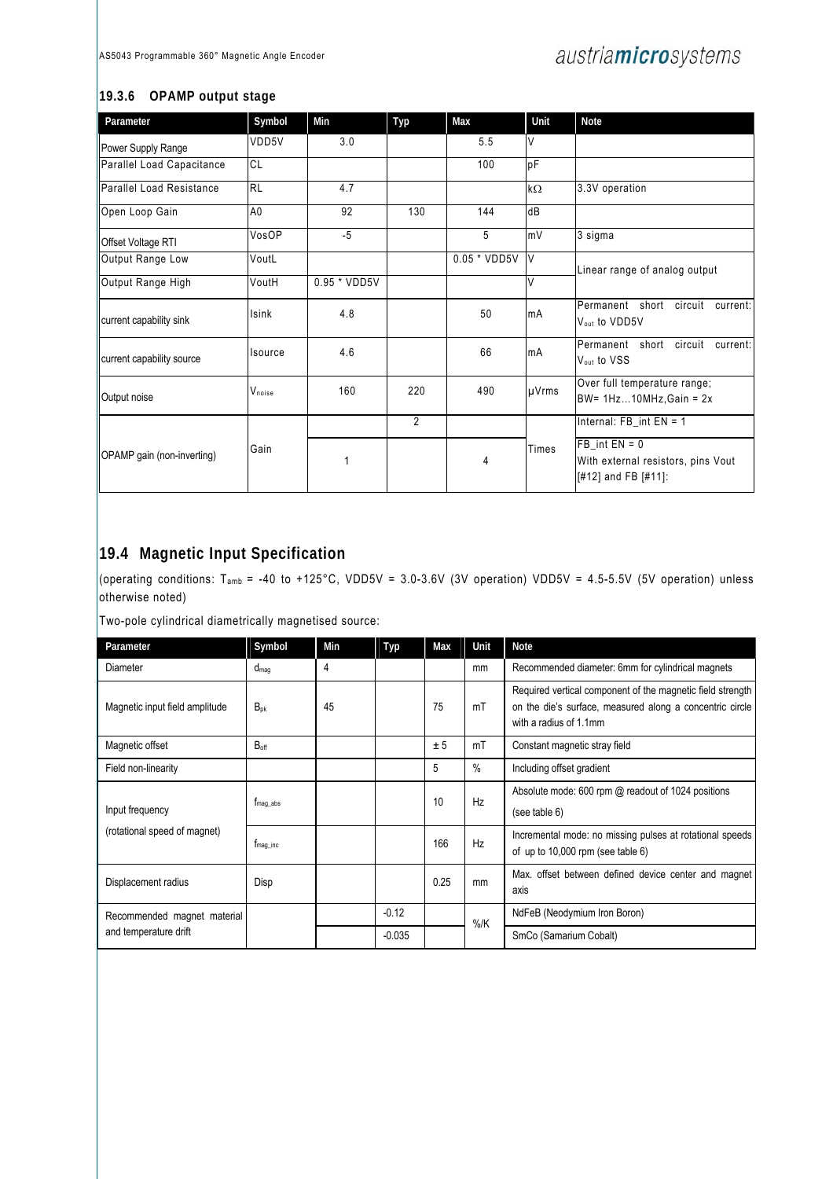### 19.3.6 OPAMP output stage

| Parameter | Symbol | Min | Typ | Max | Unit | Note |
|---|---|---|---|---|---|---|
| Power Supply Range | VDD5V | 3.0 | | 5.5 | V | |
| Parallel Load Capacitance | CL | | | 100 | pF | |
| Parallel Load Resistance | RL | 4.7 | | | kΩ | 3.3V operation |
| Open Loop Gain | A0 | 92 | 130 | 144 | dB | |
| Offset Voltage RTI | VosOP | -5 | | 5 | mV | 3 sigma |
| Output Range Low | VoutL | | | 0.05 * VDD5V | V | Linear range of analog output |
| Output Range High | VoutH | 0.95 * VDD5V | | | V | |
| current capability sink | Isink | 4.8 | | 50 | mA | Permanent short circuit current: $V_{out}$ to VDD5V |
| current capability source | Isource | 4.6 | | 66 | mA | Permanent short circuit current: $V_{out}$ to VSS |
| Output noise | $V_{noise}$ | 160 | 220 | 490 | µVrms | Over full temperature range; BW= 1Hz…10MHz,Gain = 2x |
| OPAMP gain (non-inverting) | Gain | | 2 | | Times | Internal: FB_int EN = 1 |
| | | 1 | | 4 | | FB_int EN = 0 With external resistors, pins Vout [#12] and FB [#11]: |

## 19.4 Magnetic Input Specification

(operating conditions: $T_{amb}$ = -40 to +125°C, VDD5V = 3.0-3.6V (3V operation) VDD5V = 4.5-5.5V (5V operation) unless otherwise noted)

Two-pole cylindrical diametrically magnetised source:

| Parameter | Symbol | Min | Typ | Max | Unit | Note |
|---|---|---|---|---|---|---|
| Diameter | $d_{mag}$ | 4 | | | mm | Recommended diameter: 6mm for cylindrical magnets |
| Magnetic input field amplitude | $B_{pk}$ | 45 | | 75 | mT | Required vertical component of the magnetic field strength on the die's surface, measured along a concentric circle with a radius of 1.1mm |
| Magnetic offset | $B_{off}$ | | | ± 5 | mT | Constant magnetic stray field |
| Field non-linearity | | | | 5 | % | Including offset gradient |
| Input frequency (rotational speed of magnet) | $f_{mag\_abs}$ | | | 10 | Hz | Absolute mode: 600 rpm @ readout of 1024 positions (see table 6) |
| | $f_{mag\_inc}$ | | | 166 | Hz | Incremental mode: no missing pulses at rotational speeds of up to 10,000 rpm (see table 6) |
| Displacement radius | Disp | | | 0.25 | mm | Max. offset between defined device center and magnet axis |
| Recommended magnet material and temperature drift | | | -0.12 | | %/K | NdFeB (Neodymium Iron Boron) |
| | | | -0.035 | | | SmCo (Samarium Cobalt) |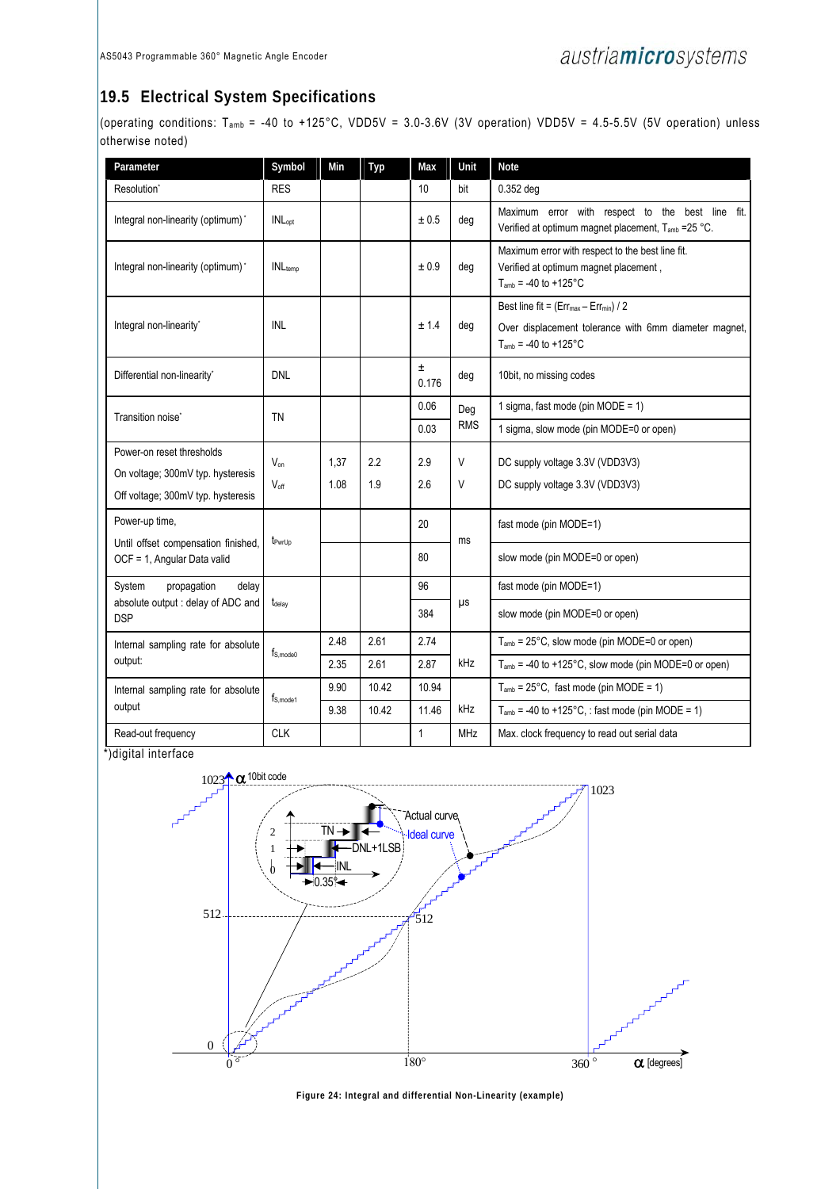## 19.5 Electrical System Specifications

(operating conditions: $T_{amb}$ = -40 to +125°C, VDD5V = 3.0-3.6V (3V operation) VDD5V = 4.5-5.5V (5V operation) unless otherwise noted)

| Parameter | Symbol | Min | Typ | Max | Unit | Note |
|---|---|---|---|---|---|---|
| Resolution* | RES | | | 10 | bit | 0.352 deg |
| Integral non-linearity (optimum)* | $INL_{opt}$ | | | ± 0.5 | deg | Maximum error with respect to the best line fit. Verified at optimum magnet placement, $T_{amb}$ =25 °C. |
| Integral non-linearity (optimum)* | $INL_{temp}$ | | | ± 0.9 | deg | Maximum error with respect to the best line fit. Verified at optimum magnet placement , $T_{amb}$ = -40 to +125°C |
| Integral non-linearity* | INL | | | ± 1.4 | deg | Best line fit = ($Err_{max}$ – $Err_{min}$) / 2<br>Over displacement tolerance with 6mm diameter magnet, $T_{amb}$ = -40 to +125°C |
| Differential non-linearity* | DNL | | | ± 0.176 | deg | 10bit, no missing codes |
| Transition noise* | TN | | | 0.06 | Deg RMS | 1 sigma, fast mode (pin MODE = 1) |
| | | | | 0.03 | | 1 sigma, slow mode (pin MODE=0 or open) |
| Power-on reset thresholds<br>On voltage; 300mV typ. hysteresis<br>Off voltage; 300mV typ. hysteresis | $V_{on}$<br>$V_{off}$ | 1,37<br>1.08 | 2.2<br>1.9 | 2.9<br>2.6 | V<br>V | DC supply voltage 3.3V (VDD3V3)<br>DC supply voltage 3.3V (VDD3V3) |
| Power-up time,<br>Until offset compensation finished, OCF = 1, Angular Data valid | $t_{PwrUp}$ | | | 20 | ms | fast mode (pin MODE=1) |
| | | | | 80 | | slow mode (pin MODE=0 or open) |
| System propagation delay absolute output : delay of ADC and DSP | $t_{delay}$ | | | 96 | µs | fast mode (pin MODE=1) |
| | | | | 384 | | slow mode (pin MODE=0 or open) |
| Internal sampling rate for absolute output: | $f_{S,mode0}$ | 2.48 | 2.61 | 2.74 | kHz | $T_{amb}$ = 25°C, slow mode (pin MODE=0 or open) |
| | | 2.35 | 2.61 | 2.87 | | $T_{amb}$ = -40 to +125°C, slow mode (pin MODE=0 or open) |
| Internal sampling rate for absolute output | $f_{S,mode1}$ | 9.90 | 10.42 | 10.94 | kHz | $T_{amb}$ = 25°C, fast mode (pin MODE = 1) |
| | | 9.38 | 10.42 | 11.46 | | $T_{amb}$ = -40 to +125°C, : fast mode (pin MODE = 1) |
| Read-out frequency | CLK | | | 1 | MHz | Max. clock frequency to read out serial data |

*)digital interface

Figure 24: Integral and differential Non-Linearity (example)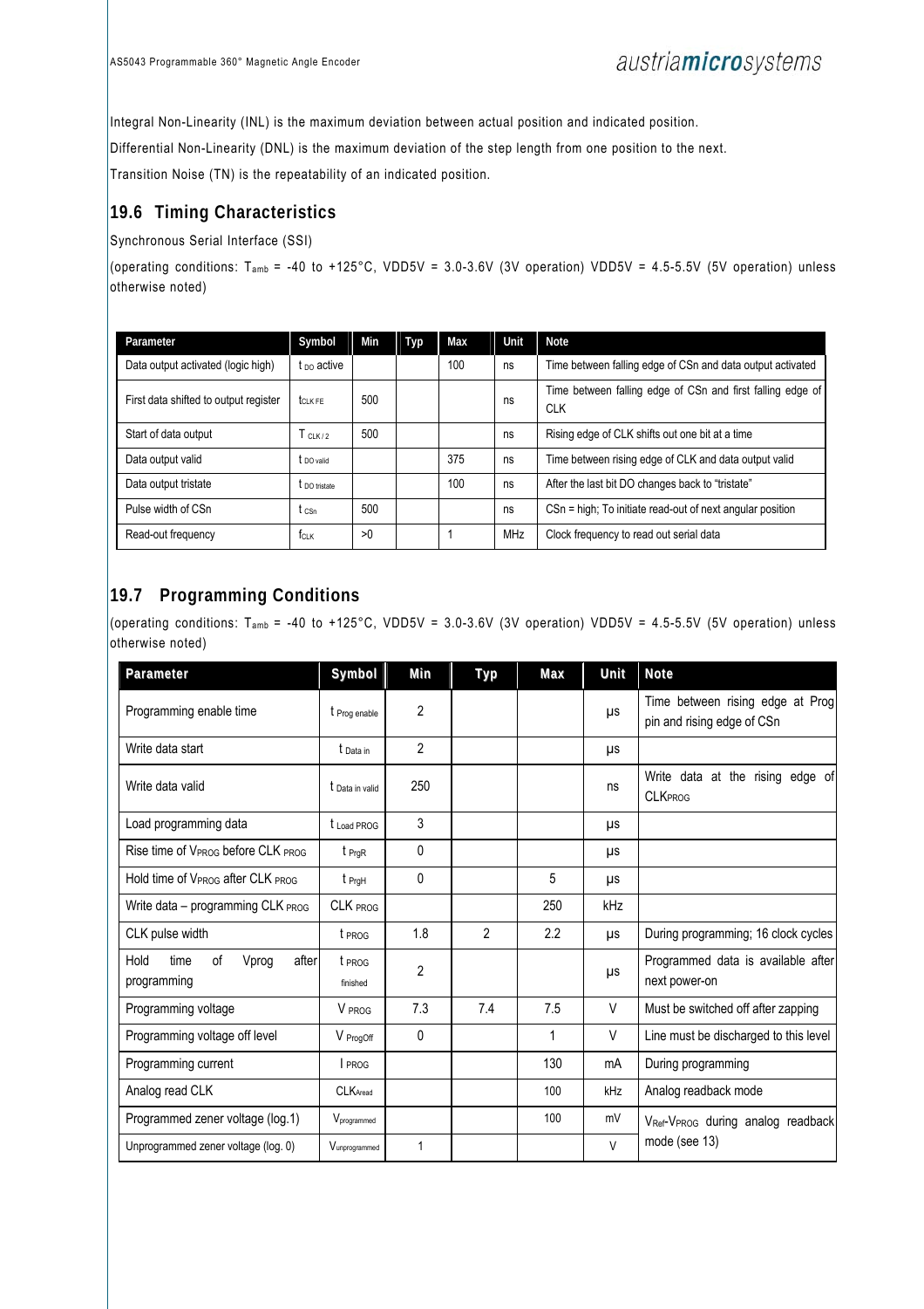Integral Non-Linearity (INL) is the maximum deviation between actual position and indicated position.

Differential Non-Linearity (DNL) is the maximum deviation of the step length from one position to the next.

Transition Noise (TN) is the repeatability of an indicated position.

## 19.6 Timing Characteristics

Synchronous Serial Interface (SSI)

(operating conditions: $T_{amb}$ = -40 to +125°C, VDD5V = 3.0-3.6V (3V operation) VDD5V = 4.5-5.5V (5V operation) unless otherwise noted)

| Parameter | Symbol | Min | Typ | Max | Unit | Note |
|---|---|---|---|---|---|---|
| Data output activated (logic high) | $t_{DO}$ active | | | 100 | ns | Time between falling edge of CSn and data output activated |
| First data shifted to output register | $t_{CLK\ FE}$ | 500 | | | ns | Time between falling edge of CSn and first falling edge of CLK |
| Start of data output | $T_{CLK/2}$ | 500 | | | ns | Rising edge of CLK shifts out one bit at a time |
| Data output valid | $t_{DO\ valid}$ | | | 375 | ns | Time between rising edge of CLK and data output valid |
| Data output tristate | $t_{DO\ tristate}$ | | | 100 | ns | After the last bit DO changes back to "tristate" |
| Pulse width of CSn | $t_{CSn}$ | 500 | | | ns | CSn = high; To initiate read-out of next angular position |
| Read-out frequency | $f_{CLK}$ | >0 | | 1 | MHz | Clock frequency to read out serial data |

## 19.7 Programming Conditions

(operating conditions: $T_{amb}$ = -40 to +125°C, VDD5V = 3.0-3.6V (3V operation) VDD5V = 4.5-5.5V (5V operation) unless otherwise noted)

| Parameter | Symbol | Min | Typ | Max | Unit | Note |
|---|---|---|---|---|---|---|
| Programming enable time | $t_{Prog\ enable}$ | 2 | | | µs | Time between rising edge at Prog pin and rising edge of CSn |
| Write data start | $t_{Data\ in}$ | 2 | | | µs | |
| Write data valid | $t_{Data\ in\ valid}$ | 250 | | | ns | Write data at the rising edge of $CLK_{PROG}$ |
| Load programming data | $t_{Load\ PROG}$ | 3 | | | µs | |
| Rise time of $V_{PROG}$ before $CLK_{PROG}$ | $t_{PrgR}$ | 0 | | | µs | |
| Hold time of $V_{PROG}$ after $CLK_{PROG}$ | $t_{PrgH}$ | 0 | | 5 | µs | |
| Write data – programming $CLK_{PROG}$ | $CLK_{PROG}$ | | | 250 | kHz | |
| CLK pulse width | $t_{PROG}$ | 1.8 | 2 | 2.2 | µs | During programming; 16 clock cycles |
| Hold time of Vprog after programming | $t_{PROG\ finished}$ | 2 | | | µs | Programmed data is available after next power-on |
| Programming voltage | $V_{PROG}$ | 7.3 | 7.4 | 7.5 | V | Must be switched off after zapping |
| Programming voltage off level | $V_{ProgOff}$ | 0 | | 1 | V | Line must be discharged to this level |
| Programming current | $I_{PROG}$ | | | 130 | mA | During programming |
| Analog read CLK | $CLK_{Aread}$ | | | 100 | kHz | Analog readback mode |
| Programmed zener voltage (log.1) | $V_{programmed}$ | | | 100 | mV | $V_{Ref}$-$V_{PROG}$ during analog readback mode (see 13) |
| Unprogrammed zener voltage (log. 0) | $V_{unprogrammed}$ | 1 | | | V | |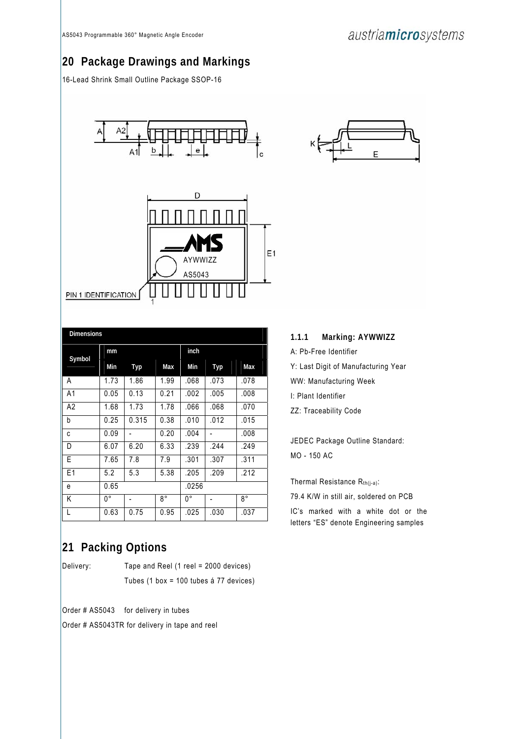# 20 Package Drawings and Markings

16-Lead Shrink Small Outline Package SSOP-16

| Dimensions | | | | | | |
|---|---|---|---|---|---|---|
| Symbol | mm | | | inch | | |
| | Min | Typ | Max | Min | Typ | Max |
| A | 1.73 | 1.86 | 1.99 | .068 | .073 | .078 |
| A1 | 0.05 | 0.13 | 0.21 | .002 | .005 | .008 |
| A2 | 1.68 | 1.73 | 1.78 | .066 | .068 | .070 |
| b | 0.25 | 0.315 | 0.38 | .010 | .012 | .015 |
| c | 0.09 | - | 0.20 | .004 | - | .008 |
| D | 6.07 | 6.20 | 6.33 | .239 | .244 | .249 |
| E | 7.65 | 7.8 | 7.9 | .301 | .307 | .311 |
| E1 | 5.2 | 5.3 | 5.38 | .205 | .209 | .212 |
| e | 0.65 | | | .0256 | | |
| K | 0° | - | 8° | 0° | - | 8° |
| L | 0.63 | 0.75 | 0.95 | .025 | .030 | .037 |

### 1.1.1 Marking: AYWWIZZ

A: Pb-Free Identifier

Y: Last Digit of Manufacturing Year

WW: Manufacturing Week

I: Plant Identifier

ZZ: Traceability Code

JEDEC Package Outline Standard:

MO - 150 AC

Thermal Resistance $R_{th(j-a)}$:

79.4 K/W in still air, soldered on PCB

IC's marked with a white dot or the letters "ES" denote Engineering samples

# 21 Packing Options

Delivery: Tape and Reel (1 reel = 2000 devices)

Tubes (1 box = 100 tubes á 77 devices)

Order # AS5043 for delivery in tubes

Order # AS5043TR for delivery in tape and reel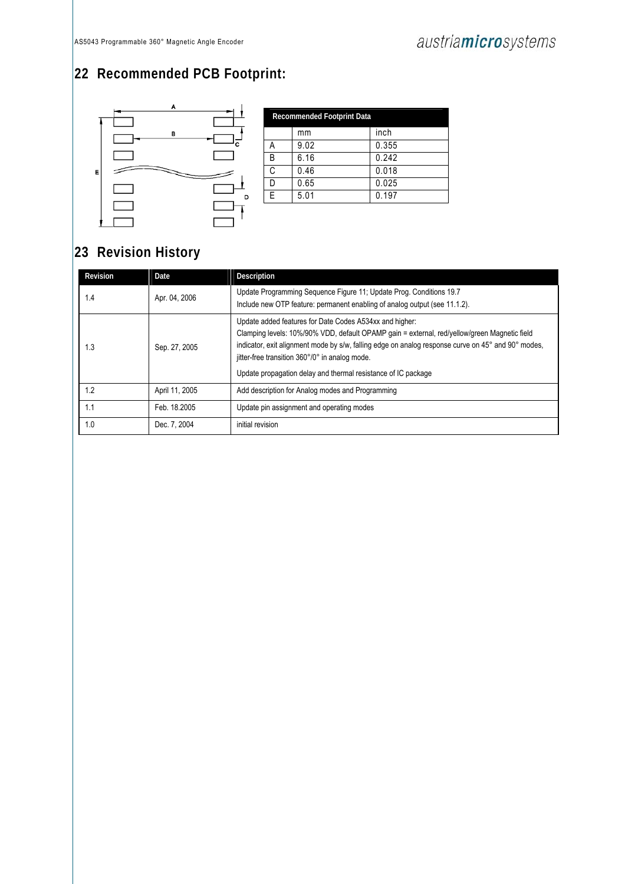## 22 Recommended PCB Footprint:

A

B

C

D

E

| Recommended Footprint Data | | |
|---|---|---|
| | mm | inch |
| A | 9.02 | 0.355 |
| B | 6.16 | 0.242 |
| C | 0.46 | 0.018 |
| D | 0.65 | 0.025 |
| E | 5.01 | 0.197 |

## 23 Revision History

| Revision | Date | Description |
|---|---|---|
| 1.4 | Apr. 04, 2006 | Update Programming Sequence Figure 11; Update Prog. Conditions 19.7<br>Include new OTP feature: permanent enabling of analog output (see 11.1.2). |
| 1.3 | Sep. 27, 2005 | Update added features for Date Codes A534xx and higher:<br>Clamping levels: 10%/90% VDD, default OPAMP gain = external, red/yellow/green Magnetic field indicator, exit alignment mode by s/w, falling edge on analog response curve on 45° and 90° modes, jitter-free transition 360°/0° in analog mode.<br>Update propagation delay and thermal resistance of IC package |
| 1.2 | April 11, 2005 | Add description for Analog modes and Programming |
| 1.1 | Feb. 18.2005 | Update pin assignment and operating modes |
| 1.0 | Dec. 7, 2004 | initial revision |